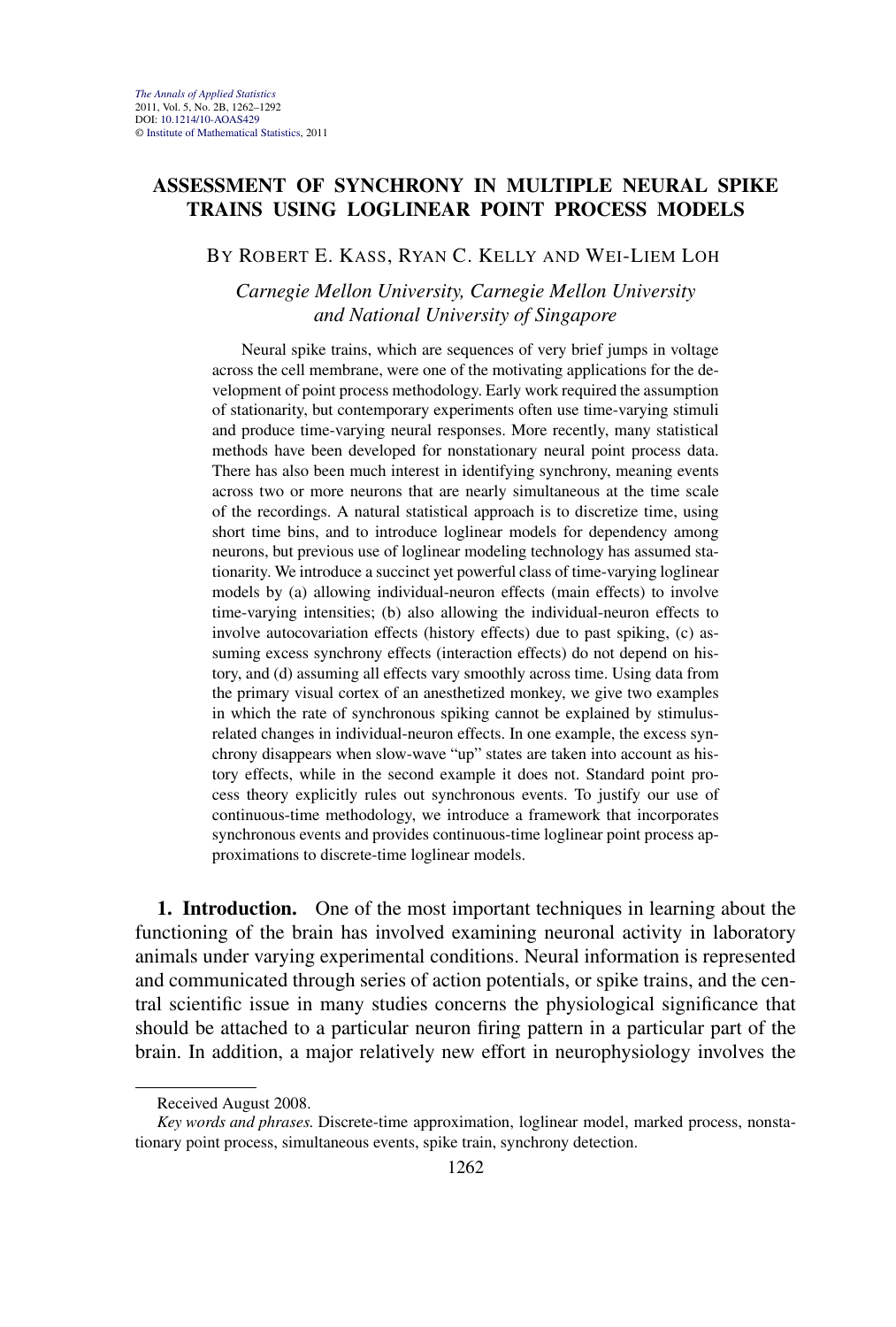# ASSESSMENT OF SYNCHRONY IN MULTIPLE NEURAL SPIKE TRAINS USING LOGLINEAR POINT PROCESS MODELS

BY ROBERT E. KASS, RYAN C. KELLY AND WEI-LIEM LOH

*Carnegie Mellon University, Carnegie Mellon University and National University of Singapore*

Neural spike trains, which are sequences of very brief jumps in voltage across the cell membrane, were one of the motivating applications for the development of point process methodology. Early work required the assumption of stationarity, but contemporary experiments often use time-varying stimuli and produce time-varying neural responses. More recently, many statistical methods have been developed for nonstationary neural point process data. There has also been much interest in identifying synchrony, meaning events across two or more neurons that are nearly simultaneous at the time scale of the recordings. A natural statistical approach is to discretize time, using short time bins, and to introduce loglinear models for dependency among neurons, but previous use of loglinear modeling technology has assumed stationarity. We introduce a succinct yet powerful class of time-varying loglinear models by (a) allowing individual-neuron effects (main effects) to involve time-varying intensities; (b) also allowing the individual-neuron effects to involve autocovariation effects (history effects) due to past spiking, (c) assuming excess synchrony effects (interaction effects) do not depend on history, and (d) assuming all effects vary smoothly across time. Using data from the primary visual cortex of an anesthetized monkey, we give two examples in which the rate of synchronous spiking cannot be explained by stimulus-related changes in individual-neuron effects. In one example, the excess synchrony disappears when slow-wave "up" states are taken into account as history effects, while in the second example it does not. Standard point process theory explicitly rules out synchronous events. To justify our use of continuous-time methodology, we introduce a framework that incorporates synchronous events and provides continuous-time loglinear point process approximations to discrete-time loglinear models.

**1. Introduction.** One of the most important techniques in learning about the functioning of the brain has involved examining neuronal activity in laboratory animals under varying experimental conditions. Neural information is represented and communicated through series of action potentials, or spike trains, and the central scientific issue in many studies concerns the physiological significance that should be attached to a particular neuron firing pattern in a particular part of the brain. In addition, a major relatively new effort in neurophysiology involves the

Received August 2008.

*Key words and phrases.* Discrete-time approximation, loglinear model, marked process, nonstationary point process, simultaneous events, spike train, synchrony detection.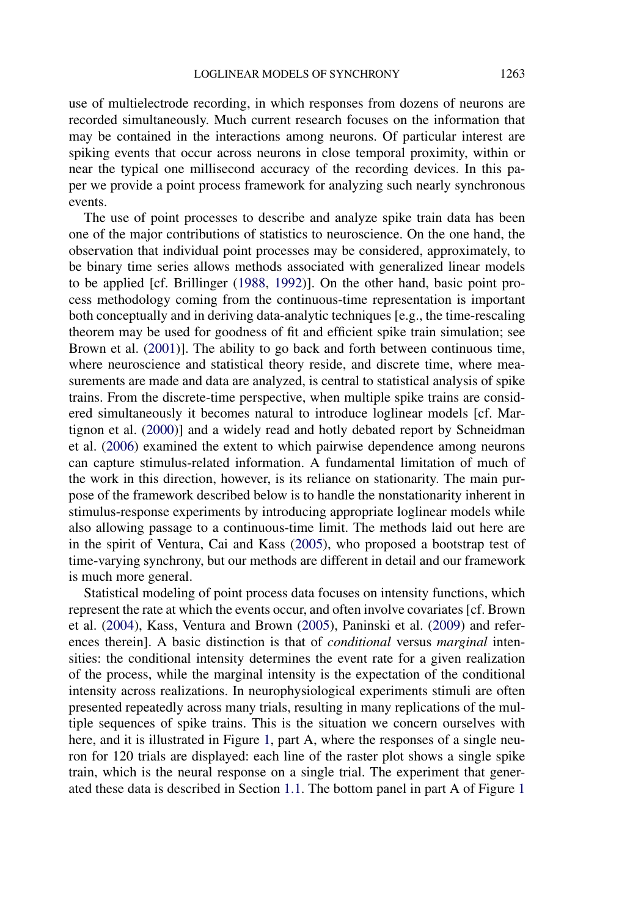use of multielectrode recording, in which responses from dozens of neurons are recorded simultaneously. Much current research focuses on the information that may be contained in the interactions among neurons. Of particular interest are spiking events that occur across neurons in close temporal proximity, within or near the typical one millisecond accuracy of the recording devices. In this paper we provide a point process framework for analyzing such nearly synchronous events.

The use of point processes to describe and analyze spike train data has been one of the major contributions of statistics to neuroscience. On the one hand, the observation that individual point processes may be considered, approximately, to be binary time series allows methods associated with generalized linear models to be applied [cf. Brillinger (1988, 1992)]. On the other hand, basic point process methodology coming from the continuous-time representation is important both conceptually and in deriving data-analytic techniques [e.g., the time-rescaling theorem may be used for goodness of fit and efficient spike train simulation; see Brown et al. (2001)]. The ability to go back and forth between continuous time, where neuroscience and statistical theory reside, and discrete time, where measurements are made and data are analyzed, is central to statistical analysis of spike trains. From the discrete-time perspective, when multiple spike trains are considered simultaneously it becomes natural to introduce loglinear models [cf. Martignon et al. (2000)] and a widely read and hotly debated report by Schneidman et al. (2006) examined the extent to which pairwise dependence among neurons can capture stimulus-related information. A fundamental limitation of much of the work in this direction, however, is its reliance on stationarity. The main purpose of the framework described below is to handle the nonstationarity inherent in stimulus-response experiments by introducing appropriate loglinear models while also allowing passage to a continuous-time limit. The methods laid out here are in the spirit of Ventura, Cai and Kass (2005), who proposed a bootstrap test of time-varying synchrony, but our methods are different in detail and our framework is much more general.

Statistical modeling of point process data focuses on intensity functions, which represent the rate at which the events occur, and often involve covariates [cf. Brown et al. (2004), Kass, Ventura and Brown (2005), Paninski et al. (2009) and references therein]. A basic distinction is that of *conditional* versus *marginal* intensities: the conditional intensity determines the event rate for a given realization of the process, while the marginal intensity is the expectation of the conditional intensity across realizations. In neurophysiological experiments stimuli are often presented repeatedly across many trials, resulting in many replications of the multiple sequences of spike trains. This is the situation we concern ourselves with here, and it is illustrated in Figure 1, part A, where the responses of a single neuron for 120 trials are displayed: each line of the raster plot shows a single spike train, which is the neural response on a single trial. The experiment that generated these data is described in Section 1.1. The bottom panel in part A of Figure 1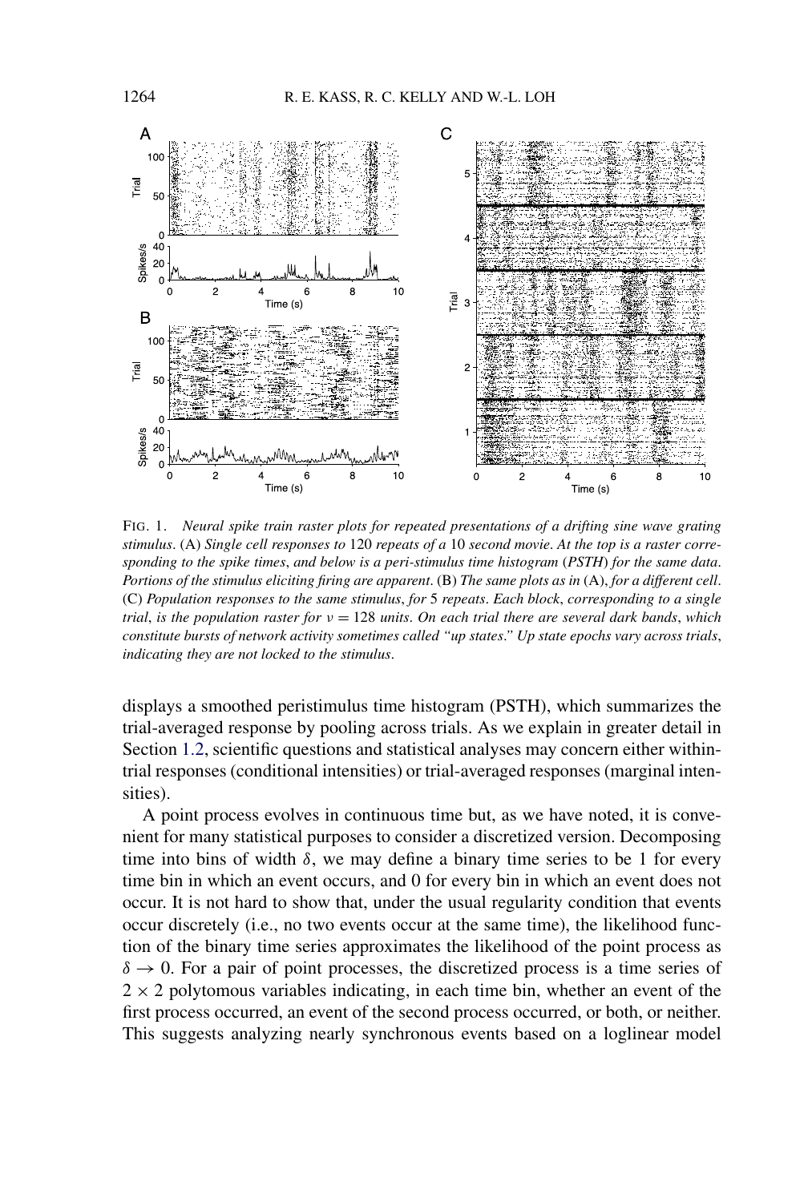A

Trial

100

50

0

Spikes/s

40

20

0

0 2 4 6 8 10

Time (s)

B

Trial

100

50

0

Spikes/s

40

20

0

0 2 4 6 8 10

Time (s)

C

Trial

5

4

3

2

1

0 2 4 6 8 10

Time (s)

FIG. 1. *Neural spike train raster plots for repeated presentations of a drifting sine wave grating stimulus*. (A) *Single cell responses to* 120 *repeats of a* 10 *second movie*. *At the top is a raster corresponding to the spike times*, *and below is a peri-stimulus time histogram* (*PSTH*) *for the same data*. *Portions of the stimulus eliciting firing are apparent*. (B) *The same plots as in* (A), *for a different cell*. (C) *Population responses to the same stimulus*, *for* 5 *repeats*. *Each block*, *corresponding to a single trial*, *is the population raster for* $\nu = 128$ *units*. *On each trial there are several dark bands*, *which constitute bursts of network activity sometimes called "up states*." *Up state epochs vary across trials*, *indicating they are not locked to the stimulus*.

displays a smoothed peristimulus time histogram (PSTH), which summarizes the trial-averaged response by pooling across trials. As we explain in greater detail in Section 1.2, scientific questions and statistical analyses may concern either within-trial responses (conditional intensities) or trial-averaged responses (marginal intensities).

A point process evolves in continuous time but, as we have noted, it is convenient for many statistical purposes to consider a discretized version. Decomposing time into bins of width $\delta$, we may define a binary time series to be 1 for every time bin in which an event occurs, and 0 for every bin in which an event does not occur. It is not hard to show that, under the usual regularity condition that events occur discretely (i.e., no two events occur at the same time), the likelihood function of the binary time series approximates the likelihood of the point process as $\delta \to 0$. For a pair of point processes, the discretized process is a time series of $2 \times 2$ polytomous variables indicating, in each time bin, whether an event of the first process occurred, an event of the second process occurred, or both, or neither. This suggests analyzing nearly synchronous events based on a loglinear model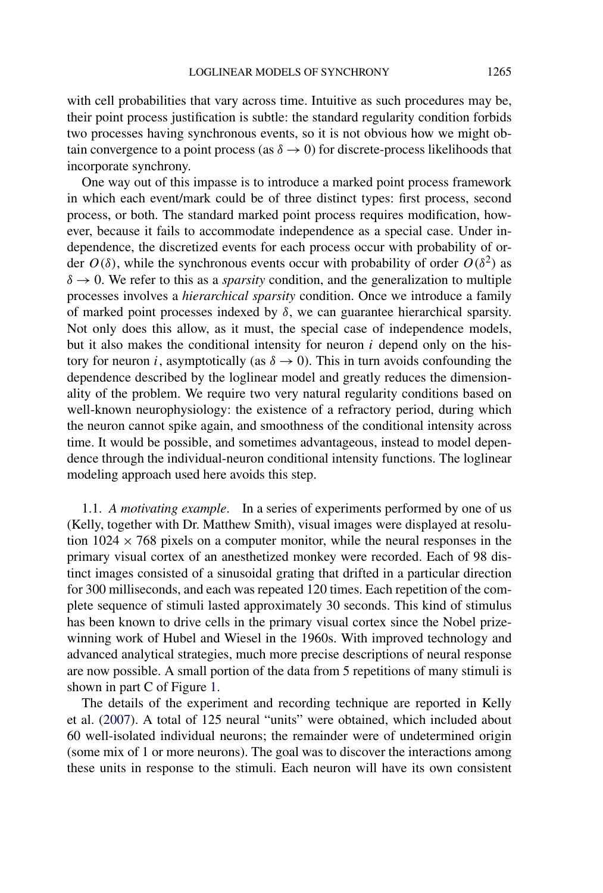with cell probabilities that vary across time. Intuitive as such procedures may be, their point process justification is subtle: the standard regularity condition forbids two processes having synchronous events, so it is not obvious how we might obtain convergence to a point process (as $\delta \to 0$) for discrete-process likelihoods that incorporate synchrony.

One way out of this impasse is to introduce a marked point process framework in which each event/mark could be of three distinct types: first process, second process, or both. The standard marked point process requires modification, however, because it fails to accommodate independence as a special case. Under independence, the discretized events for each process occur with probability of order $O(\delta)$, while the synchronous events occur with probability of order $O(\delta^2)$ as $\delta \to 0$. We refer to this as a *sparsity* condition, and the generalization to multiple processes involves a *hierarchical sparsity* condition. Once we introduce a family of marked point processes indexed by $\delta$, we can guarantee hierarchical sparsity. Not only does this allow, as it must, the special case of independence models, but it also makes the conditional intensity for neuron $i$ depend only on the history for neuron $i$, asymptotically (as $\delta \to 0$). This in turn avoids confounding the dependence described by the loglinear model and greatly reduces the dimensionality of the problem. We require two very natural regularity conditions based on well-known neurophysiology: the existence of a refractory period, during which the neuron cannot spike again, and smoothness of the conditional intensity across time. It would be possible, and sometimes advantageous, instead to model dependence through the individual-neuron conditional intensity functions. The loglinear modeling approach used here avoids this step.

1.1. *A motivating example*. In a series of experiments performed by one of us (Kelly, together with Dr. Matthew Smith), visual images were displayed at resolution $1024 \times 768$ pixels on a computer monitor, while the neural responses in the primary visual cortex of an anesthetized monkey were recorded. Each of 98 distinct images consisted of a sinusoidal grating that drifted in a particular direction for 300 milliseconds, and each was repeated 120 times. Each repetition of the complete sequence of stimuli lasted approximately 30 seconds. This kind of stimulus has been known to drive cells in the primary visual cortex since the Nobel prize-winning work of Hubel and Wiesel in the 1960s. With improved technology and advanced analytical strategies, much more precise descriptions of neural response are now possible. A small portion of the data from 5 repetitions of many stimuli is shown in part C of Figure 1.

The details of the experiment and recording technique are reported in Kelly et al. (2007). A total of 125 neural "units" were obtained, which included about 60 well-isolated individual neurons; the remainder were of undetermined origin (some mix of 1 or more neurons). The goal was to discover the interactions among these units in response to the stimuli. Each neuron will have its own consistent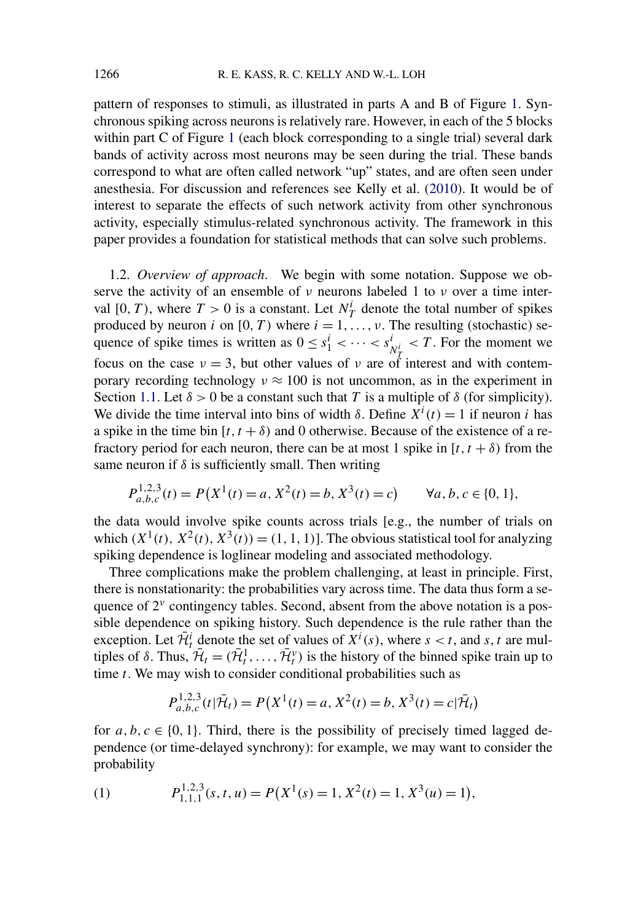pattern of responses to stimuli, as illustrated in parts A and B of Figure 1. Synchronous spiking across neurons is relatively rare. However, in each of the 5 blocks within part C of Figure 1 (each block corresponding to a single trial) several dark bands of activity across most neurons may be seen during the trial. These bands correspond to what are often called network "up" states, and are often seen under anesthesia. For discussion and references see Kelly et al. (2010). It would be of interest to separate the effects of such network activity from other synchronous activity, especially stimulus-related synchronous activity. The framework in this paper provides a foundation for statistical methods that can solve such problems.

1.2. *Overview of approach*. We begin with some notation. Suppose we observe the activity of an ensemble of $\nu$ neurons labeled 1 to $\nu$ over a time interval $[0, T)$, where $T > 0$ is a constant. Let $N_T^i$ denote the total number of spikes produced by neuron $i$ on $[0, T)$ where $i = 1, \dots, \nu$. The resulting (stochastic) sequence of spike times is written as $0 \le s_1^i < \cdots < s_{N_T^i}^i < T$. For the moment we focus on the case $\nu = 3$, but other values of $\nu$ are of interest and with contemporary recording technology $\nu \approx 100$ is not uncommon, as in the experiment in Section 1.1. Let $\delta > 0$ be a constant such that $T$ is a multiple of $\delta$ (for simplicity). We divide the time interval into bins of width $\delta$. Define $X^i(t) = 1$ if neuron $i$ has a spike in the time bin $[t, t + \delta)$ and 0 otherwise. Because of the existence of a refractory period for each neuron, there can be at most 1 spike in $[t, t + \delta)$ from the same neuron if $\delta$ is sufficiently small. Then writing

$$P_{a,b,c}^{1,2,3}(t) = P\big(X^1(t) = a, X^2(t) = b, X^3(t) = c\big) \qquad \forall a, b, c \in \{0, 1\},$$

the data would involve spike counts across trials [e.g., the number of trials on which $(X^1(t), X^2(t), X^3(t)) = (1, 1, 1)$]. The obvious statistical tool for analyzing spiking dependence is loglinear modeling and associated methodology.

Three complications make the problem challenging, at least in principle. First, there is nonstationarity: the probabilities vary across time. The data thus form a sequence of $2^\nu$ contingency tables. Second, absent from the above notation is a possible dependence on spiking history. Such dependence is the rule rather than the exception. Let $\bar{\mathcal{H}}_t^i$ denote the set of values of $X^i(s)$, where $s < t$, and $s, t$ are multiples of $\delta$. Thus, $\bar{\mathcal{H}}_t = (\bar{\mathcal{H}}_t^1, \dots, \bar{\mathcal{H}}_t^\nu)$ is the history of the binned spike train up to time $t$. We may wish to consider conditional probabilities such as

$$P_{a,b,c}^{1,2,3}(t | \bar{\mathcal{H}}_t) = P\big(X^1(t) = a, X^2(t) = b, X^3(t) = c | \bar{\mathcal{H}}_t\big)$$

for $a, b, c \in \{0, 1\}$. Third, there is the possibility of precisely timed lagged dependence (or time-delayed synchrony): for example, we may want to consider the probability

$$P_{1,1,1}^{1,2,3}(s, t, u) = P\big(X^1(s) = 1, X^2(t) = 1, X^3(u) = 1\big), \tag{1}$$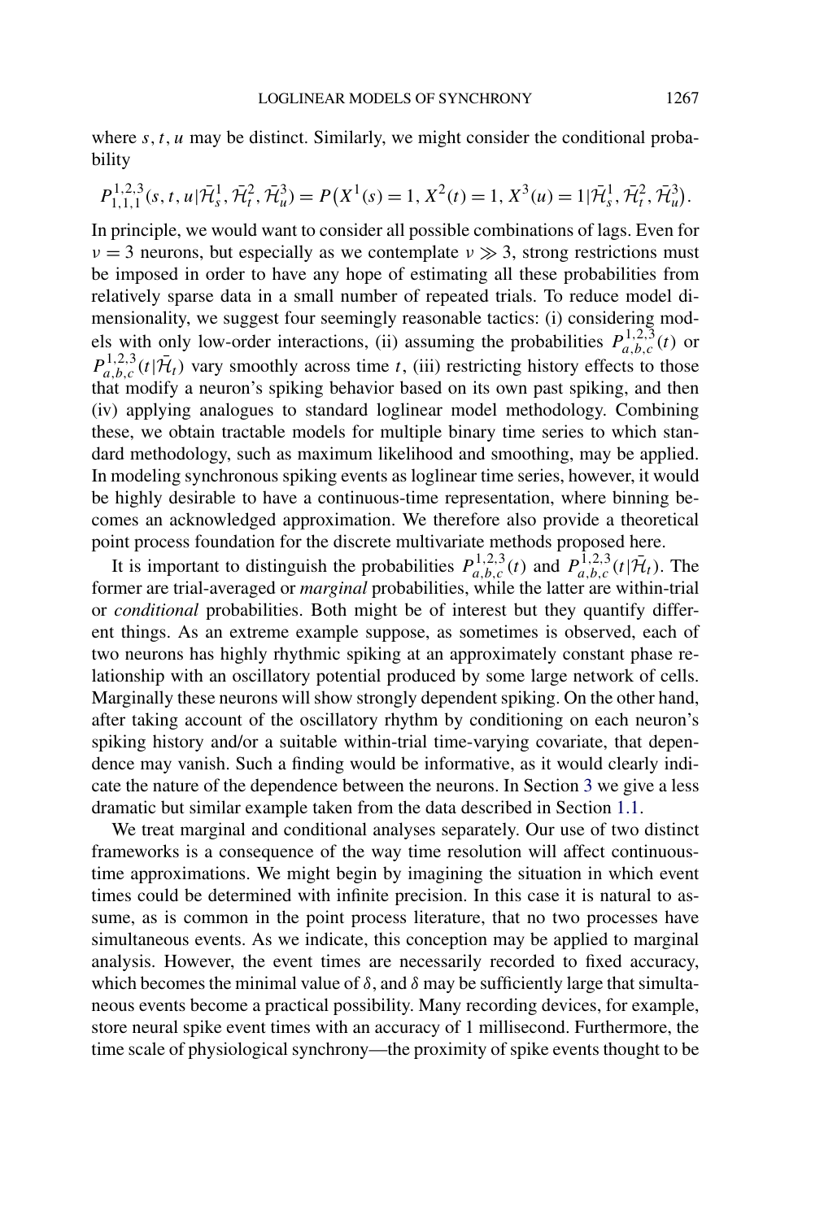where $s, t, u$ may be distinct. Similarly, we might consider the conditional probability

$$P_{1,1,1}^{1,2,3}(s,t,u|\bar{\mathcal{H}}_s^1, \bar{\mathcal{H}}_t^2, \bar{\mathcal{H}}_u^3) = P\big(X^1(s) = 1, X^2(t) = 1, X^3(u) = 1|\bar{\mathcal{H}}_s^1, \bar{\mathcal{H}}_t^2, \bar{\mathcal{H}}_u^3\big).$$

In principle, we would want to consider all possible combinations of lags. Even for $\nu = 3$ neurons, but especially as we contemplate $\nu \gg 3$, strong restrictions must be imposed in order to have any hope of estimating all these probabilities from relatively sparse data in a small number of repeated trials. To reduce model dimensionality, we suggest four seemingly reasonable tactics: (i) considering models with only low-order interactions, (ii) assuming the probabilities $P_{a,b,c}^{1,2,3}(t)$ or $P_{a,b,c}^{1,2,3}(t|\bar{\mathcal{H}}_t)$ vary smoothly across time $t$, (iii) restricting history effects to those that modify a neuron's spiking behavior based on its own past spiking, and then (iv) applying analogues to standard loglinear model methodology. Combining these, we obtain tractable models for multiple binary time series to which standard methodology, such as maximum likelihood and smoothing, may be applied. In modeling synchronous spiking events as loglinear time series, however, it would be highly desirable to have a continuous-time representation, where binning becomes an acknowledged approximation. We therefore also provide a theoretical point process foundation for the discrete multivariate methods proposed here.

It is important to distinguish the probabilities $P_{a,b,c}^{1,2,3}(t)$ and $P_{a,b,c}^{1,2,3}(t|\bar{\mathcal{H}}_t)$. The former are trial-averaged or *marginal* probabilities, while the latter are within-trial or *conditional* probabilities. Both might be of interest but they quantify different things. As an extreme example suppose, as sometimes is observed, each of two neurons has highly rhythmic spiking at an approximately constant phase relationship with an oscillatory potential produced by some large network of cells. Marginally these neurons will show strongly dependent spiking. On the other hand, after taking account of the oscillatory rhythm by conditioning on each neuron's spiking history and/or a suitable within-trial time-varying covariate, that dependence may vanish. Such a finding would be informative, as it would clearly indicate the nature of the dependence between the neurons. In Section 3 we give a less dramatic but similar example taken from the data described in Section 1.1.

We treat marginal and conditional analyses separately. Our use of two distinct frameworks is a consequence of the way time resolution will affect continuous-time approximations. We might begin by imagining the situation in which event times could be determined with infinite precision. In this case it is natural to assume, as is common in the point process literature, that no two processes have simultaneous events. As we indicate, this conception may be applied to marginal analysis. However, the event times are necessarily recorded to fixed accuracy, which becomes the minimal value of $\delta$, and $\delta$ may be sufficiently large that simultaneous events become a practical possibility. Many recording devices, for example, store neural spike event times with an accuracy of 1 millisecond. Furthermore, the time scale of physiological synchrony—the proximity of spike events thought to be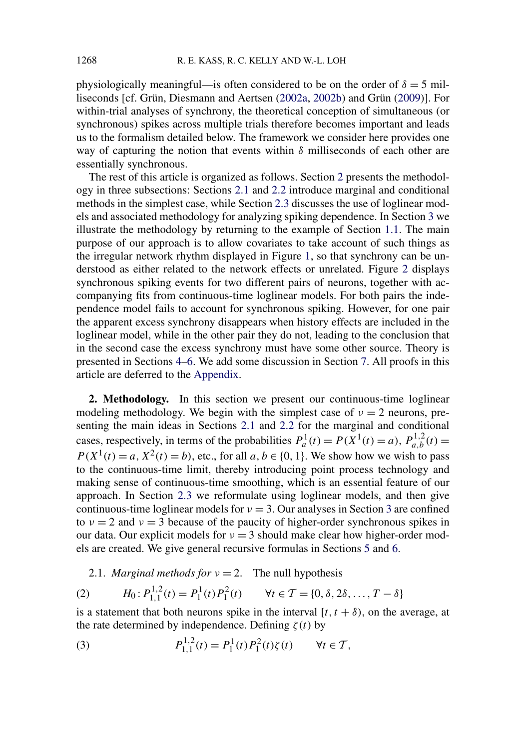physiologically meaningful—is often considered to be on the order of $\delta = 5$ milliseconds [cf. Grün, Diesmann and Aertsen (2002a, 2002b) and Grün (2009)]. For within-trial analyses of synchrony, the theoretical conception of simultaneous (or synchronous) spikes across multiple trials therefore becomes important and leads us to the formalism detailed below. The framework we consider here provides one way of capturing the notion that events within $\delta$ milliseconds of each other are essentially synchronous.

The rest of this article is organized as follows. Section 2 presents the methodology in three subsections: Sections 2.1 and 2.2 introduce marginal and conditional methods in the simplest case, while Section 2.3 discusses the use of loglinear models and associated methodology for analyzing spiking dependence. In Section 3 we illustrate the methodology by returning to the example of Section 1.1. The main purpose of our approach is to allow covariates to take account of such things as the irregular network rhythm displayed in Figure 1, so that synchrony can be understood as either related to the network effects or unrelated. Figure 2 displays synchronous spiking events for two different pairs of neurons, together with accompanying fits from continuous-time loglinear models. For both pairs the independence model fails to account for synchronous spiking. However, for one pair the apparent excess synchrony disappears when history effects are included in the loglinear model, while in the other pair they do not, leading to the conclusion that in the second case the excess synchrony must have some other source. Theory is presented in Sections 4–6. We add some discussion in Section 7. All proofs in this article are deferred to the Appendix.

## 2. Methodology.

In this section we present our continuous-time loglinear modeling methodology. We begin with the simplest case of $\nu = 2$ neurons, presenting the main ideas in Sections 2.1 and 2.2 for the marginal and conditional cases, respectively, in terms of the probabilities $P_a^1(t) = P(X^1(t) = a)$, $P_{a,b}^{1,2}(t) = P(X^1(t) = a, X^2(t) = b)$, etc., for all $a, b \in \{0, 1\}$. We show how we wish to pass to the continuous-time limit, thereby introducing point process technology and making sense of continuous-time smoothing, which is an essential feature of our approach. In Section 2.3 we reformulate using loglinear models, and then give continuous-time loglinear models for $\nu = 3$. Our analyses in Section 3 are confined to $\nu = 2$ and $\nu = 3$ because of the paucity of higher-order synchronous spikes in our data. Our explicit models for $\nu = 3$ should make clear how higher-order models are created. We give general recursive formulas in Sections 5 and 6.

### 2.1. *Marginal methods for* $\nu = 2$.

The null hypothesis

$$H_0 : P_{1,1}^{1,2}(t) = P_1^1(t) P_1^2(t) \qquad \forall t \in \mathcal{T} = \{0, \delta, 2\delta, \ldots, T - \delta\} \tag{2}$$

is a statement that both neurons spike in the interval $[t, t + \delta)$, on the average, at the rate determined by independence. Defining $\zeta(t)$ by

$$P_{1,1}^{1,2}(t) = P_1^1(t) P_1^2(t) \zeta(t) \qquad \forall t \in \mathcal{T}, \tag{3}$$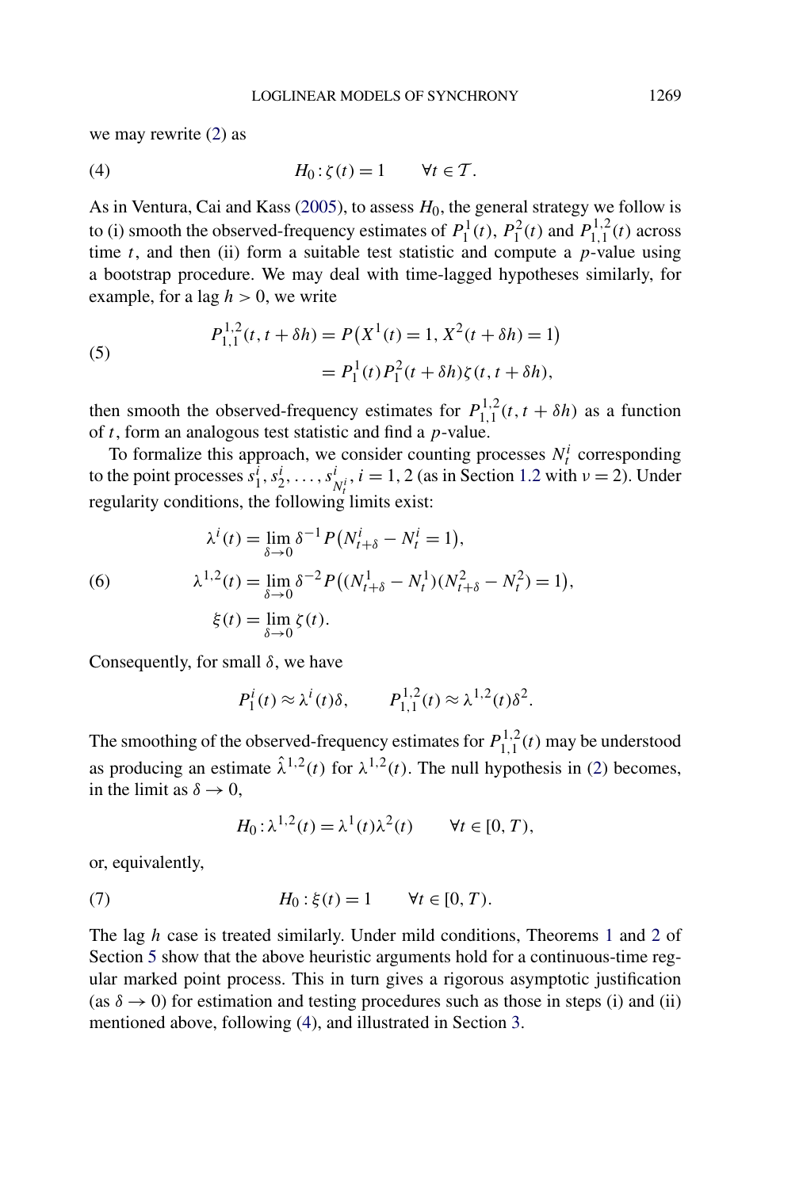we may rewrite (2) as

$$H_0 : \zeta(t) = 1 \qquad \forall t \in \mathcal{T}. \tag{4}$$

As in Ventura, Cai and Kass (2005), to assess $H_0$, the general strategy we follow is to (i) smooth the observed-frequency estimates of $P_1^1(t)$, $P_1^2(t)$ and $P_{1,1}^{1,2}(t)$ across time $t$, and then (ii) form a suitable test statistic and compute a $p$-value using a bootstrap procedure. We may deal with time-lagged hypotheses similarly, for example, for a lag $h > 0$, we write

$$\begin{aligned} P_{1,1}^{1,2}(t, t + \delta h) &= P\big(X^1(t) = 1, X^2(t + \delta h) = 1\big) \\ &= P_1^1(t) P_1^2(t + \delta h) \zeta(t, t + \delta h), \end{aligned} \tag{5}$$

then smooth the observed-frequency estimates for $P_{1,1}^{1,2}(t, t + \delta h)$ as a function of $t$, form an analogous test statistic and find a $p$-value.

To formalize this approach, we consider counting processes $N_t^i$ corresponding to the point processes $s_1^i, s_2^i, \ldots, s_{N_t^i}^i$, $i = 1, 2$ (as in Section 1.2 with $\nu = 2$). Under regularity conditions, the following limits exist:

$$\begin{aligned} \lambda^i(t) &= \lim_{\delta \to 0} \delta^{-1} P\big(N_{t+\delta}^i - N_t^i = 1\big), \\ \lambda^{1,2}(t) &= \lim_{\delta \to 0} \delta^{-2} P\big((N_{t+\delta}^1 - N_t^1)(N_{t+\delta}^2 - N_t^2) = 1\big), \\ \xi(t) &= \lim_{\delta \to 0} \zeta(t). \end{aligned} \tag{6}$$

Consequently, for small $\delta$, we have

$$P_1^i(t) \approx \lambda^i(t)\delta, \qquad P_{1,1}^{1,2}(t) \approx \lambda^{1,2}(t)\delta^2.$$

The smoothing of the observed-frequency estimates for $P_{1,1}^{1,2}(t)$ may be understood as producing an estimate $\hat{\lambda}^{1,2}(t)$ for $\lambda^{1,2}(t)$. The null hypothesis in (2) becomes, in the limit as $\delta \to 0$,

$$H_0 : \lambda^{1,2}(t) = \lambda^1(t)\lambda^2(t) \qquad \forall t \in [0, T),$$

or, equivalently,

$$H_0 : \xi(t) = 1 \qquad \forall t \in [0, T). \tag{7}$$

The lag $h$ case is treated similarly. Under mild conditions, Theorems 1 and 2 of Section 5 show that the above heuristic arguments hold for a continuous-time regular marked point process. This in turn gives a rigorous asymptotic justification (as $\delta \to 0$) for estimation and testing procedures such as those in steps (i) and (ii) mentioned above, following (4), and illustrated in Section 3.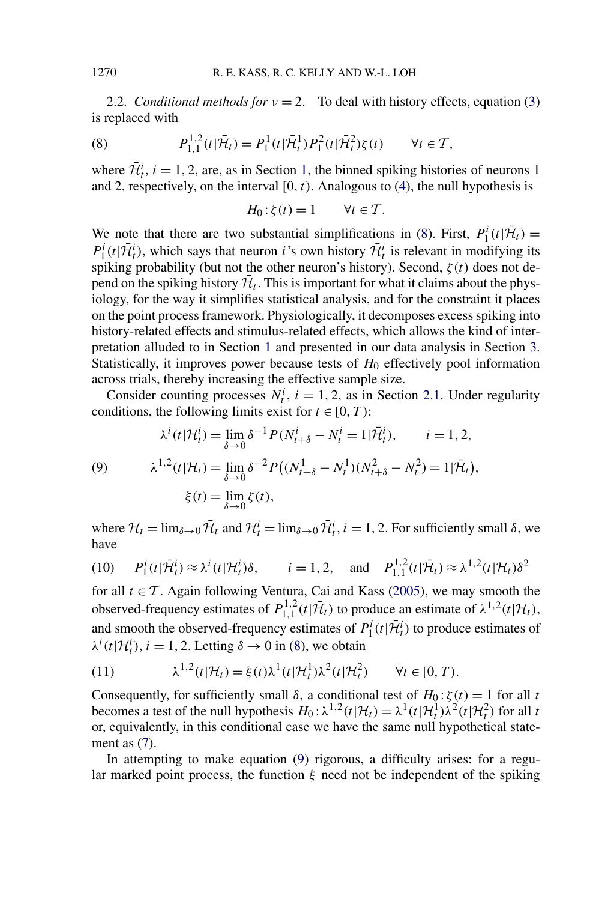2.2. *Conditional methods for $\nu = 2$.* To deal with history effects, equation (3) is replaced with

$$P_{1,1}^{1,2}(t|\bar{\mathcal{H}}_t) = P_1^1(t|\bar{\mathcal{H}}_t^1) P_1^2(t|\bar{\mathcal{H}}_t^2) \zeta(t) \qquad \forall t \in \mathcal{T}, \tag{8}$$

where $\bar{\mathcal{H}}_t^i$, $i = 1, 2$, are, as in Section 1, the binned spiking histories of neurons 1 and 2, respectively, on the interval $[0, t)$. Analogous to (4), the null hypothesis is

$$H_0 : \zeta(t) = 1 \qquad \forall t \in \mathcal{T}.$$

We note that there are two substantial simplifications in (8). First, $P_1^i(t|\bar{\mathcal{H}}_t) = P_1^i(t|\bar{\mathcal{H}}_t^i)$, which says that neuron $i$'s own history $\bar{\mathcal{H}}_t^i$ is relevant in modifying its spiking probability (but not the other neuron's history). Second, $\zeta(t)$ does not depend on the spiking history $\bar{\mathcal{H}}_t$. This is important for what it claims about the physiology, for the way it simplifies statistical analysis, and for the constraint it places on the point process framework. Physiologically, it decomposes excess spiking into history-related effects and stimulus-related effects, which allows the kind of interpretation alluded to in Section 1 and presented in our data analysis in Section 3. Statistically, it improves power because tests of $H_0$ effectively pool information across trials, thereby increasing the effective sample size.

Consider counting processes $N_t^i$, $i = 1, 2$, as in Section 2.1. Under regularity conditions, the following limits exist for $t \in [0, T)$:

$$\begin{aligned}
\lambda^i(t|\mathcal{H}_t^i) &= \lim_{\delta \to 0} \delta^{-1} P(N_{t+\delta}^i - N_t^i = 1|\bar{\mathcal{H}}_t^i), \qquad i = 1, 2, \\
\lambda^{1,2}(t|\mathcal{H}_t) &= \lim_{\delta \to 0} \delta^{-2} P\big((N_{t+\delta}^1 - N_t^1)(N_{t+\delta}^2 - N_t^2) = 1|\bar{\mathcal{H}}_t\big), \\
\xi(t) &= \lim_{\delta \to 0} \zeta(t),
\end{aligned} \tag{9}$$

where $\mathcal{H}_t = \lim_{\delta \to 0} \bar{\mathcal{H}}_t$ and $\mathcal{H}_t^i = \lim_{\delta \to 0} \bar{\mathcal{H}}_t^i$, $i = 1, 2$. For sufficiently small $\delta$, we have

$$P_1^i(t|\bar{\mathcal{H}}_t^i) \approx \lambda^i(t|\mathcal{H}_t^i)\delta, \qquad i = 1, 2, \quad \text{and} \quad P_{1,1}^{1,2}(t|\bar{\mathcal{H}}_t) \approx \lambda^{1,2}(t|\mathcal{H}_t)\delta^2 \tag{10}$$

for all $t \in \mathcal{T}$. Again following Ventura, Cai and Kass (2005), we may smooth the observed-frequency estimates of $P_{1,1}^{1,2}(t|\bar{\mathcal{H}}_t)$ to produce an estimate of $\lambda^{1,2}(t|\mathcal{H}_t)$, and smooth the observed-frequency estimates of $P_1^i(t|\bar{\mathcal{H}}_t^i)$ to produce estimates of $\lambda^i(t|\mathcal{H}_t^i)$, $i = 1, 2$. Letting $\delta \to 0$ in (8), we obtain

$$\lambda^{1,2}(t|\mathcal{H}_t) = \xi(t)\lambda^1(t|\mathcal{H}_t^1)\lambda^2(t|\mathcal{H}_t^2) \qquad \forall t \in [0, T). \tag{11}$$

Consequently, for sufficiently small $\delta$, a conditional test of $H_0 : \zeta(t) = 1$ for all $t$ becomes a test of the null hypothesis $H_0 : \lambda^{1,2}(t|\mathcal{H}_t) = \lambda^1(t|\mathcal{H}_t^1)\lambda^2(t|\mathcal{H}_t^2)$ for all $t$ or, equivalently, in this conditional case we have the same null hypothetical statement as (7).

In attempting to make equation (9) rigorous, a difficulty arises: for a regular marked point process, the function $\xi$ need not be independent of the spiking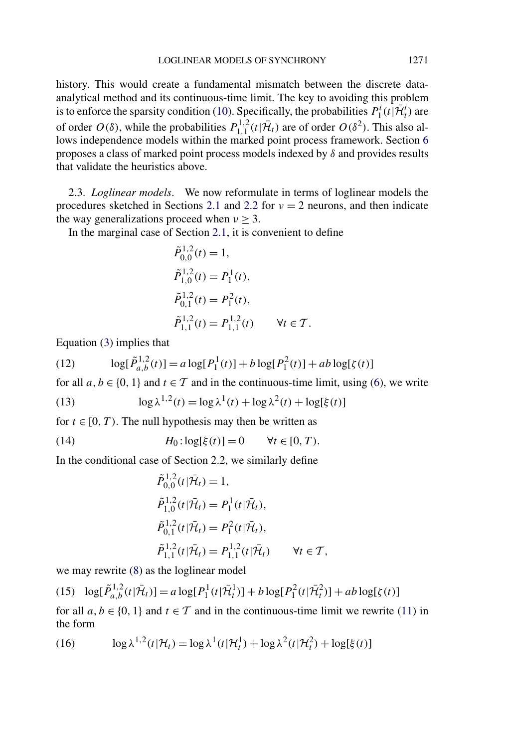history. This would create a fundamental mismatch between the discrete data-analytical method and its continuous-time limit. The key to avoiding this problem is to enforce the sparsity condition (10). Specifically, the probabilities $P_1^i(t|\bar{\mathcal{H}}_t^i)$ are of order $O(\delta)$, while the probabilities $P_{1,1}^{1,2}(t|\bar{\mathcal{H}}_t)$ are of order $O(\delta^2)$. This also allows independence models within the marked point process framework. Section 6 proposes a class of marked point process models indexed by $\delta$ and provides results that validate the heuristics above.

2.3. *Loglinear models*. We now reformulate in terms of loglinear models the procedures sketched in Sections 2.1 and 2.2 for $\nu = 2$ neurons, and then indicate the way generalizations proceed when $\nu \geq 3$.

In the marginal case of Section 2.1, it is convenient to define

$$
\begin{aligned}
\tilde{P}_{0,0}^{1,2}(t) &= 1, \\
\tilde{P}_{1,0}^{1,2}(t) &= P_1^1(t), \\
\tilde{P}_{0,1}^{1,2}(t) &= P_1^2(t), \\
\tilde{P}_{1,1}^{1,2}(t) &= P_{1,1}^{1,2}(t) \qquad \forall t \in \mathcal{T}.
\end{aligned}
$$

Equation (3) implies that

$$
\log[\tilde{P}_{a,b}^{1,2}(t)] = a \log[P_1^1(t)] + b \log[P_1^2(t)] + ab \log[\zeta(t)] \tag{12}
$$

for all $a, b \in \{0, 1\}$ and $t \in \mathcal{T}$ and in the continuous-time limit, using (6), we write

$$
\log \lambda^{1,2}(t) = \log \lambda^1(t) + \log \lambda^2(t) + \log[\xi(t)] \tag{13}
$$

for $t \in [0, T)$. The null hypothesis may then be written as

$$
H_0 : \log[\xi(t)] = 0 \qquad \forall t \in [0, T). \tag{14}
$$

In the conditional case of Section 2.2, we similarly define

$$
\begin{aligned}
\tilde{P}_{0,0}^{1,2}(t|\bar{\mathcal{H}}_t) &= 1, \\
\tilde{P}_{1,0}^{1,2}(t|\bar{\mathcal{H}}_t) &= P_1^1(t|\bar{\mathcal{H}}_t), \\
\tilde{P}_{0,1}^{1,2}(t|\bar{\mathcal{H}}_t) &= P_1^2(t|\bar{\mathcal{H}}_t), \\
\tilde{P}_{1,1}^{1,2}(t|\bar{\mathcal{H}}_t) &= P_{1,1}^{1,2}(t|\bar{\mathcal{H}}_t) \qquad \forall t \in \mathcal{T},
\end{aligned}
$$

we may rewrite (8) as the loglinear model

$$
\log[\tilde{P}_{a,b}^{1,2}(t|\bar{\mathcal{H}}_t)] = a \log[P_1^1(t|\bar{\mathcal{H}}_t^1)] + b \log[P_1^2(t|\bar{\mathcal{H}}_t^2)] + ab \log[\zeta(t)] \tag{15}
$$

for all $a, b \in \{0, 1\}$ and $t \in \mathcal{T}$ and in the continuous-time limit we rewrite (11) in the form

$$
\log \lambda^{1,2}(t|\mathcal{H}_t) = \log \lambda^1(t|\mathcal{H}_t^1) + \log \lambda^2(t|\mathcal{H}_t^2) + \log[\xi(t)] \tag{16}
$$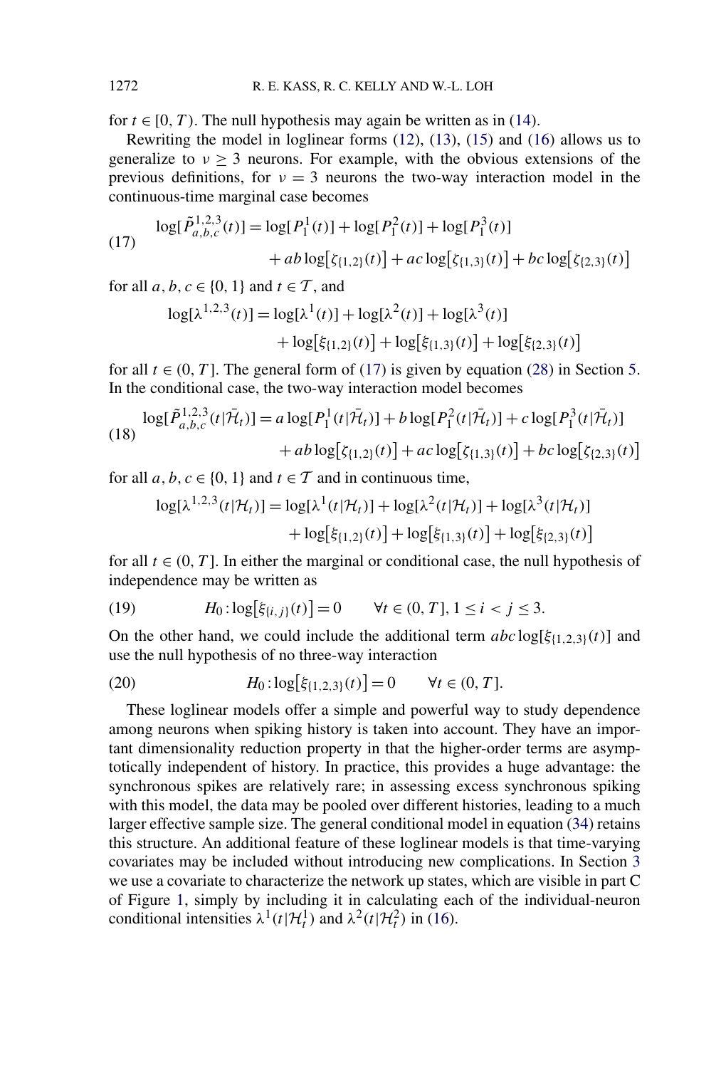for $t \in [0, T)$. The null hypothesis may again be written as in (14).

Rewriting the model in loglinear forms (12), (13), (15) and (16) allows us to generalize to $\nu \geq 3$ neurons. For example, with the obvious extensions of the previous definitions, for $\nu = 3$ neurons the two-way interaction model in the continuous-time marginal case becomes

$$
\begin{aligned}
\log[\tilde{P}^{1,2,3}_{a,b,c}(t)] &= \log[P^1_1(t)] + \log[P^2_1(t)] + \log[P^3_1(t)] \\
&\quad + ab\log[\zeta_{\{1,2\}}(t)] + ac\log[\zeta_{\{1,3\}}(t)] + bc\log[\zeta_{\{2,3\}}(t)]
\end{aligned}
\tag{17}
$$

for all $a, b, c \in \{0, 1\}$ and $t \in \mathcal{T}$, and

$$
\begin{aligned}
\log[\lambda^{1,2,3}(t)] &= \log[\lambda^1(t)] + \log[\lambda^2(t)] + \log[\lambda^3(t)] \\
&\quad + \log[\xi_{\{1,2\}}(t)] + \log[\xi_{\{1,3\}}(t)] + \log[\xi_{\{2,3\}}(t)]
\end{aligned}
$$

for all $t \in (0, T]$. The general form of (17) is given by equation (28) in Section 5. In the conditional case, the two-way interaction model becomes

$$
\begin{aligned}
\log[\tilde{P}^{1,2,3}_{a,b,c}(t|\bar{\mathcal{H}}_t)] &= a\log[P^1_1(t|\bar{\mathcal{H}}_t)] + b\log[P^2_1(t|\bar{\mathcal{H}}_t)] + c\log[P^3_1(t|\bar{\mathcal{H}}_t)] \\
&\quad + ab\log[\zeta_{\{1,2\}}(t)] + ac\log[\zeta_{\{1,3\}}(t)] + bc\log[\zeta_{\{2,3\}}(t)]
\end{aligned}
\tag{18}
$$

for all $a, b, c \in \{0, 1\}$ and $t \in \mathcal{T}$ and in continuous time,

$$
\begin{aligned}
\log[\lambda^{1,2,3}(t|\mathcal{H}_t)] &= \log[\lambda^1(t|\mathcal{H}_t)] + \log[\lambda^2(t|\mathcal{H}_t)] + \log[\lambda^3(t|\mathcal{H}_t)] \\
&\quad + \log[\xi_{\{1,2\}}(t)] + \log[\xi_{\{1,3\}}(t)] + \log[\xi_{\{2,3\}}(t)]
\end{aligned}
$$

for all $t \in (0, T]$. In either the marginal or conditional case, the null hypothesis of independence may be written as

$$
H_0 : \log[\xi_{\{i,j\}}(t)] = 0 \qquad \forall t \in (0, T], 1 \leq i < j \leq 3. \tag{19}
$$

On the other hand, we could include the additional term $abc\log[\xi_{\{1,2,3\}}(t)]$ and use the null hypothesis of no three-way interaction

$$
H_0 : \log[\xi_{\{1,2,3\}}(t)] = 0 \qquad \forall t \in (0, T]. \tag{20}
$$

These loglinear models offer a simple and powerful way to study dependence among neurons when spiking history is taken into account. They have an important dimensionality reduction property in that the higher-order terms are asymptotically independent of history. In practice, this provides a huge advantage: the synchronous spikes are relatively rare; in assessing excess synchronous spiking with this model, the data may be pooled over different histories, leading to a much larger effective sample size. The general conditional model in equation (34) retains this structure. An additional feature of these loglinear models is that time-varying covariates may be included without introducing new complications. In Section 3 we use a covariate to characterize the network up states, which are visible in part C of Figure 1, simply by including it in calculating each of the individual-neuron conditional intensities $\lambda^1(t|\mathcal{H}^1_t)$ and $\lambda^2(t|\mathcal{H}^2_t)$ in (16).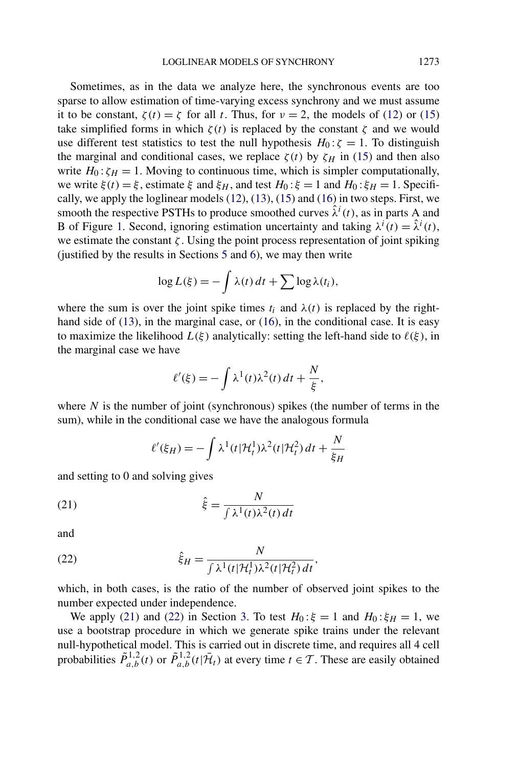Sometimes, as in the data we analyze here, the synchronous events are too sparse to allow estimation of time-varying excess synchrony and we must assume it to be constant, $\zeta(t) = \zeta$ for all $t$. Thus, for $\nu = 2$, the models of (12) or (15) take simplified forms in which $\zeta(t)$ is replaced by the constant $\zeta$ and we would use different test statistics to test the null hypothesis $H_0 : \zeta = 1$. To distinguish the marginal and conditional cases, we replace $\zeta(t)$ by $\zeta_H$ in (15) and then also write $H_0 : \zeta_H = 1$. Moving to continuous time, which is simpler computationally, we write $\xi(t) = \xi$, estimate $\xi$ and $\xi_H$, and test $H_0 : \xi = 1$ and $H_0 : \xi_H = 1$. Specifically, we apply the loglinear models (12), (13), (15) and (16) in two steps. First, we smooth the respective PSTHs to produce smoothed curves $\hat{\lambda}^i(t)$, as in parts A and B of Figure 1. Second, ignoring estimation uncertainty and taking $\lambda^i(t) = \hat{\lambda}^i(t)$, we estimate the constant $\zeta$. Using the point process representation of joint spiking (justified by the results in Sections 5 and 6), we may then write

$$\log L(\xi) = -\int \lambda(t)\,dt + \sum \log \lambda(t_i),$$

where the sum is over the joint spike times $t_i$ and $\lambda(t)$ is replaced by the right-hand side of (13), in the marginal case, or (16), in the conditional case. It is easy to maximize the likelihood $L(\xi)$ analytically: setting the left-hand side to $\ell(\xi)$, in the marginal case we have

$$\ell'(\xi) = -\int \lambda^1(t)\lambda^2(t)\,dt + \frac{N}{\xi},$$

where $N$ is the number of joint (synchronous) spikes (the number of terms in the sum), while in the conditional case we have the analogous formula

$$\ell'(\xi_H) = -\int \lambda^1(t|\mathcal{H}_t^1)\lambda^2(t|\mathcal{H}_t^2)\,dt + \frac{N}{\xi_H}$$

and setting to 0 and solving gives

$$\hat{\xi} = \frac{N}{\int \lambda^1(t)\lambda^2(t)\,dt} \tag{21}$$

and

$$\hat{\xi}_H = \frac{N}{\int \lambda^1(t|\mathcal{H}_t^1)\lambda^2(t|\mathcal{H}_t^2)\,dt}, \tag{22}$$

which, in both cases, is the ratio of the number of observed joint spikes to the number expected under independence.

We apply (21) and (22) in Section 3. To test $H_0 : \xi = 1$ and $H_0 : \xi_H = 1$, we use a bootstrap procedure in which we generate spike trains under the relevant null-hypothetical model. This is carried out in discrete time, and requires all 4 cell probabilities $\tilde{P}_{a,b}^{1,2}(t)$ or $\tilde{P}_{a,b}^{1,2}(t|\bar{\mathcal{H}}_t)$ at every time $t \in \mathcal{T}$. These are easily obtained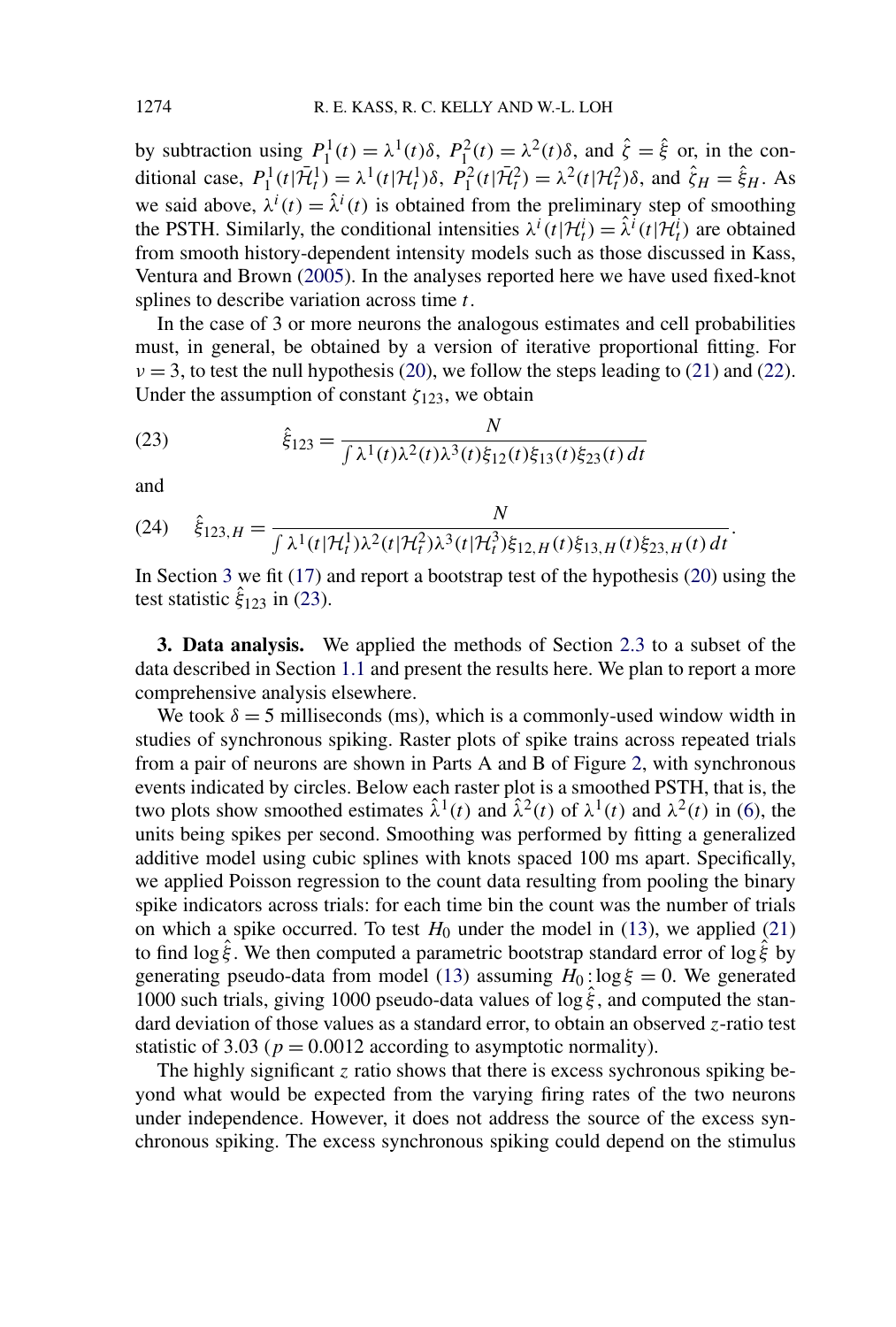by subtraction using $P_1^1(t) = \lambda^1(t)\delta$, $P_1^2(t) = \lambda^2(t)\delta$, and $\hat{\zeta} = \hat{\xi}$ or, in the conditional case, $P_1^1(t|\bar{\mathcal{H}}_t^1) = \lambda^1(t|\mathcal{H}_t^1)\delta$, $P_1^2(t|\bar{\mathcal{H}}_t^2) = \lambda^2(t|\mathcal{H}_t^2)\delta$, and $\hat{\zeta}_H = \hat{\xi}_H$. As we said above, $\lambda^i(t) = \hat{\lambda}^i(t)$ is obtained from the preliminary step of smoothing the PSTH. Similarly, the conditional intensities $\lambda^i(t|\mathcal{H}_t^i) = \hat{\lambda}^i(t|\mathcal{H}_t^i)$ are obtained from smooth history-dependent intensity models such as those discussed in Kass, Ventura and Brown (2005). In the analyses reported here we have used fixed-knot splines to describe variation across time $t$.

In the case of 3 or more neurons the analogous estimates and cell probabilities must, in general, be obtained by a version of iterative proportional fitting. For $\nu = 3$, to test the null hypothesis (20), we follow the steps leading to (21) and (22). Under the assumption of constant $\zeta_{123}$, we obtain

$$\hat{\xi}_{123} = \frac{N}{\int \lambda^1(t)\lambda^2(t)\lambda^3(t)\xi_{12}(t)\xi_{13}(t)\xi_{23}(t)\,dt} \tag{23}$$

and

$$\hat{\xi}_{123,H} = \frac{N}{\int \lambda^1(t|\mathcal{H}_t^1)\lambda^2(t|\mathcal{H}_t^2)\lambda^3(t|\mathcal{H}_t^3)\xi_{12,H}(t)\xi_{13,H}(t)\xi_{23,H}(t)\,dt}. \tag{24}$$

In Section 3 we fit (17) and report a bootstrap test of the hypothesis (20) using the test statistic $\hat{\xi}_{123}$ in (23).

**3. Data analysis.** We applied the methods of Section 2.3 to a subset of the data described in Section 1.1 and present the results here. We plan to report a more comprehensive analysis elsewhere.

We took $\delta = 5$ milliseconds (ms), which is a commonly-used window width in studies of synchronous spiking. Raster plots of spike trains across repeated trials from a pair of neurons are shown in Parts A and B of Figure 2, with synchronous events indicated by circles. Below each raster plot is a smoothed PSTH, that is, the two plots show smoothed estimates $\hat{\lambda}^1(t)$ and $\hat{\lambda}^2(t)$ of $\lambda^1(t)$ and $\lambda^2(t)$ in (6), the units being spikes per second. Smoothing was performed by fitting a generalized additive model using cubic splines with knots spaced 100 ms apart. Specifically, we applied Poisson regression to the count data resulting from pooling the binary spike indicators across trials: for each time bin the count was the number of trials on which a spike occurred. To test $H_0$ under the model in (13), we applied (21) to find $\log \hat{\xi}$. We then computed a parametric bootstrap standard error of $\log \hat{\xi}$ by generating pseudo-data from model (13) assuming $H_0 : \log \xi = 0$. We generated 1000 such trials, giving 1000 pseudo-data values of $\log \hat{\xi}$, and computed the standard deviation of those values as a standard error, to obtain an observed $z$-ratio test statistic of 3.03 ($p = 0.0012$ according to asymptotic normality).

The highly significant $z$ ratio shows that there is excess sychronous spiking beyond what would be expected from the varying firing rates of the two neurons under independence. However, it does not address the source of the excess synchronous spiking. The excess synchronous spiking could depend on the stimulus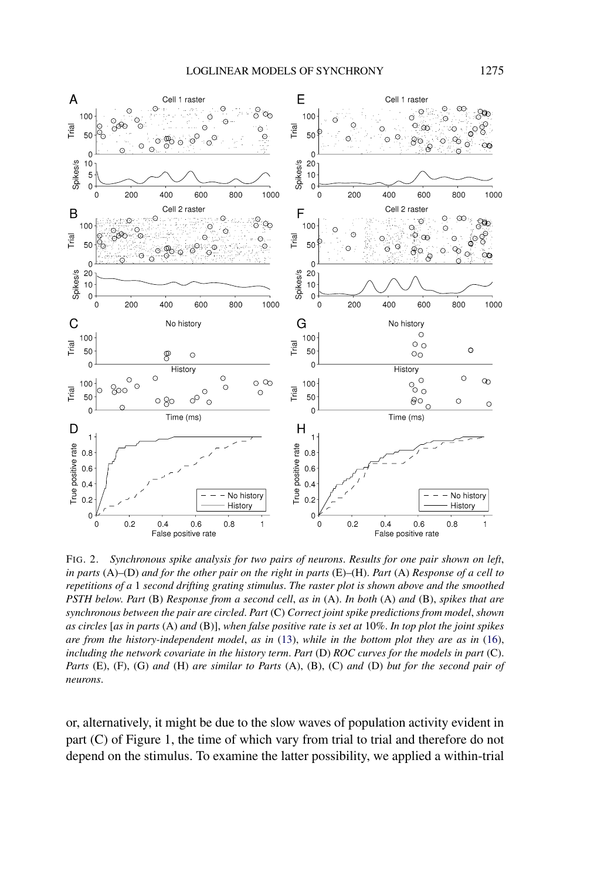A

Cell 1 raster

Trial

100

50

0

Spikes/s

10

5

0

0 200 400 600 800 1000

B

Cell 2 raster

Trial

100

50

0

Spikes/s

20

10

0

0 200 400 600 800 1000

C

No history

Trial

100

50

0

History

Trial

100

50

0

Time (ms)

D

True positive rate

1

0.8

0.6

0.4

0.2

0

0 0.2 0.4 0.6 0.8 1

False positive rate

No history

History

E

Cell 1 raster

Trial

100

50

0

Spikes/s

20

10

0

0 200 400 600 800 1000

F

Cell 2 raster

Trial

100

50

0

Spikes/s

20

10

0

0 200 400 600 800 1000

G

No history

Trial

100

50

0

History

Trial

100

50

0

Time (ms)

H

True positive rate

1

0.8

0.6

0.4

0.2

0

0 0.2 0.4 0.6 0.8 1

False positive rate

No history

History

FIG. 2. *Synchronous spike analysis for two pairs of neurons. Results for one pair shown on left, in parts* (A)–(D) *and for the other pair on the right in parts* (E)–(H). *Part* (A) *Response of a cell to repetitions of a* 1 *second drifting grating stimulus. The raster plot is shown above and the smoothed PSTH below. Part* (B) *Response from a second cell, as in* (A). *In both* (A) *and* (B), *spikes that are synchronous between the pair are circled. Part* (C) *Correct joint spike predictions from model, shown as circles* [*as in parts* (A) *and* (B)], *when false positive rate is set at* 10%. *In top plot the joint spikes are from the history-independent model, as in* (13), *while in the bottom plot they are as in* (16), *including the network covariate in the history term. Part* (D) *ROC curves for the models in part* (C). *Parts* (E), (F), (G) *and* (H) *are similar to Parts* (A), (B), (C) *and* (D) *but for the second pair of neurons.*

or, alternatively, it might be due to the slow waves of population activity evident in part (C) of Figure 1, the time of which vary from trial to trial and therefore do not depend on the stimulus. To examine the latter possibility, we applied a within-trial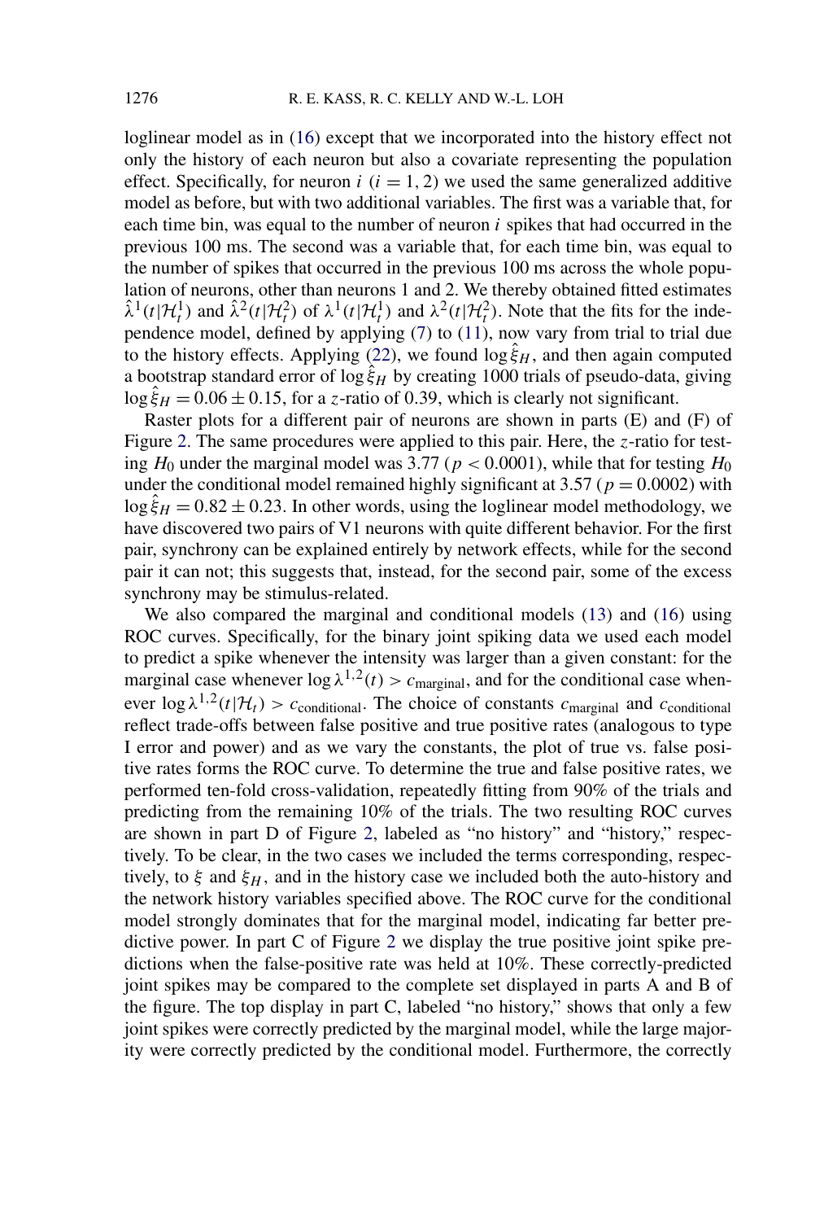loglinear model as in (16) except that we incorporated into the history effect not only the history of each neuron but also a covariate representing the population effect. Specifically, for neuron $i$ $(i = 1, 2)$ we used the same generalized additive model as before, but with two additional variables. The first was a variable that, for each time bin, was equal to the number of neuron $i$ spikes that had occurred in the previous 100 ms. The second was a variable that, for each time bin, was equal to the number of spikes that occurred in the previous 100 ms across the whole population of neurons, other than neurons 1 and 2. We thereby obtained fitted estimates $\hat{\lambda}^1(t|\mathcal{H}_t^1)$ and $\hat{\lambda}^2(t|\mathcal{H}_t^2)$ of $\lambda^1(t|\mathcal{H}_t^1)$ and $\lambda^2(t|\mathcal{H}_t^2)$. Note that the fits for the independence model, defined by applying (7) to (11), now vary from trial to trial due to the history effects. Applying (22), we found $\log \hat{\xi}_H$, and then again computed a bootstrap standard error of $\log \hat{\xi}_H$ by creating 1000 trials of pseudo-data, giving $\log \hat{\xi}_H = 0.06 \pm 0.15$, for a $z$-ratio of 0.39, which is clearly not significant.

Raster plots for a different pair of neurons are shown in parts (E) and (F) of Figure 2. The same procedures were applied to this pair. Here, the $z$-ratio for testing $H_0$ under the marginal model was 3.77 ($p < 0.0001$), while that for testing $H_0$ under the conditional model remained highly significant at 3.57 ($p = 0.0002$) with $\log \hat{\xi}_H = 0.82 \pm 0.23$. In other words, using the loglinear model methodology, we have discovered two pairs of V1 neurons with quite different behavior. For the first pair, synchrony can be explained entirely by network effects, while for the second pair it can not; this suggests that, instead, for the second pair, some of the excess synchrony may be stimulus-related.

We also compared the marginal and conditional models (13) and (16) using ROC curves. Specifically, for the binary joint spiking data we used each model to predict a spike whenever the intensity was larger than a given constant: for the marginal case whenever $\log \lambda^{1,2}(t) > c_{\text{marginal}}$, and for the conditional case whenever $\log \lambda^{1,2}(t|\mathcal{H}_t) > c_{\text{conditional}}$. The choice of constants $c_{\text{marginal}}$ and $c_{\text{conditional}}$ reflect trade-offs between false positive and true positive rates (analogous to type I error and power) and as we vary the constants, the plot of true vs. false positive rates forms the ROC curve. To determine the true and false positive rates, we performed ten-fold cross-validation, repeatedly fitting from 90% of the trials and predicting from the remaining 10% of the trials. The two resulting ROC curves are shown in part D of Figure 2, labeled as "no history" and "history," respectively. To be clear, in the two cases we included the terms corresponding, respectively, to $\xi$ and $\xi_H$, and in the history case we included both the auto-history and the network history variables specified above. The ROC curve for the conditional model strongly dominates that for the marginal model, indicating far better predictive power. In part C of Figure 2 we display the true positive joint spike predictions when the false-positive rate was held at 10%. These correctly-predicted joint spikes may be compared to the complete set displayed in parts A and B of the figure. The top display in part C, labeled "no history," shows that only a few joint spikes were correctly predicted by the marginal model, while the large majority were correctly predicted by the conditional model. Furthermore, the correctly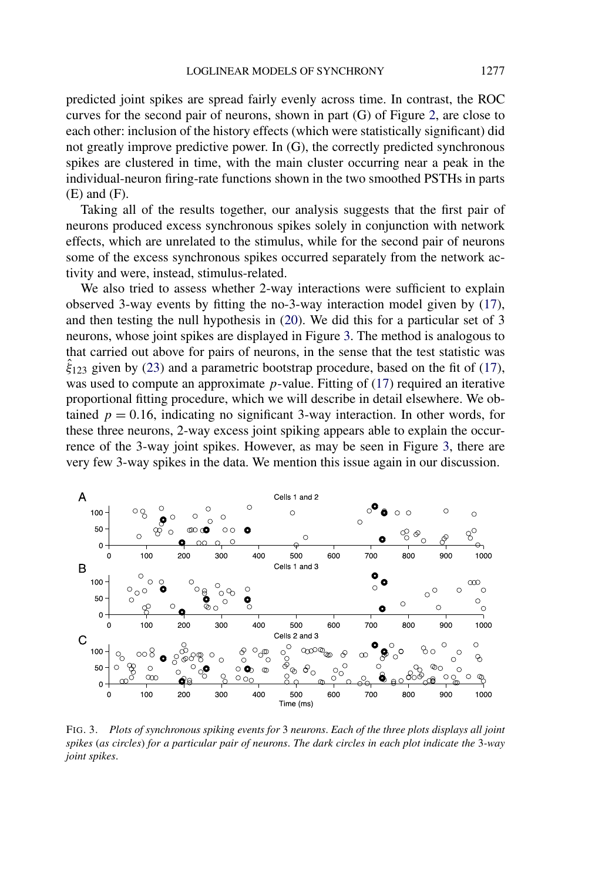predicted joint spikes are spread fairly evenly across time. In contrast, the ROC curves for the second pair of neurons, shown in part (G) of Figure 2, are close to each other: inclusion of the history effects (which were statistically significant) did not greatly improve predictive power. In (G), the correctly predicted synchronous spikes are clustered in time, with the main cluster occurring near a peak in the individual-neuron firing-rate functions shown in the two smoothed PSTHs in parts (E) and (F).

Taking all of the results together, our analysis suggests that the first pair of neurons produced excess synchronous spikes solely in conjunction with network effects, which are unrelated to the stimulus, while for the second pair of neurons some of the excess synchronous spikes occurred separately from the network activity and were, instead, stimulus-related.

We also tried to assess whether 2-way interactions were sufficient to explain observed 3-way events by fitting the no-3-way interaction model given by (17), and then testing the null hypothesis in (20). We did this for a particular set of 3 neurons, whose joint spikes are displayed in Figure 3. The method is analogous to that carried out above for pairs of neurons, in the sense that the test statistic was $\hat{\xi}_{123}$ given by (23) and a parametric bootstrap procedure, based on the fit of (17), was used to compute an approximate $p$-value. Fitting of (17) required an iterative proportional fitting procedure, which we will describe in detail elsewhere. We obtained $p = 0.16$, indicating no significant 3-way interaction. In other words, for these three neurons, 2-way excess joint spiking appears able to explain the occurrence of the 3-way joint spikes. However, as may be seen in Figure 3, there are very few 3-way spikes in the data. We mention this issue again in our discussion.

A
Cells 1 and 2
100
50
0
0 100 200 300 400 500 600 700 800 900 1000

B
Cells 1 and 3
100
50
0
0 100 200 300 400 500 600 700 800 900 1000

C
Cells 2 and 3
100
50
0
0 100 200 300 400 500 600 700 800 900 1000
Time (ms)

FIG. 3. *Plots of synchronous spiking events for* 3 *neurons. Each of the three plots displays all joint spikes* (*as circles*) *for a particular pair of neurons. The dark circles in each plot indicate the* 3-*way joint spikes.*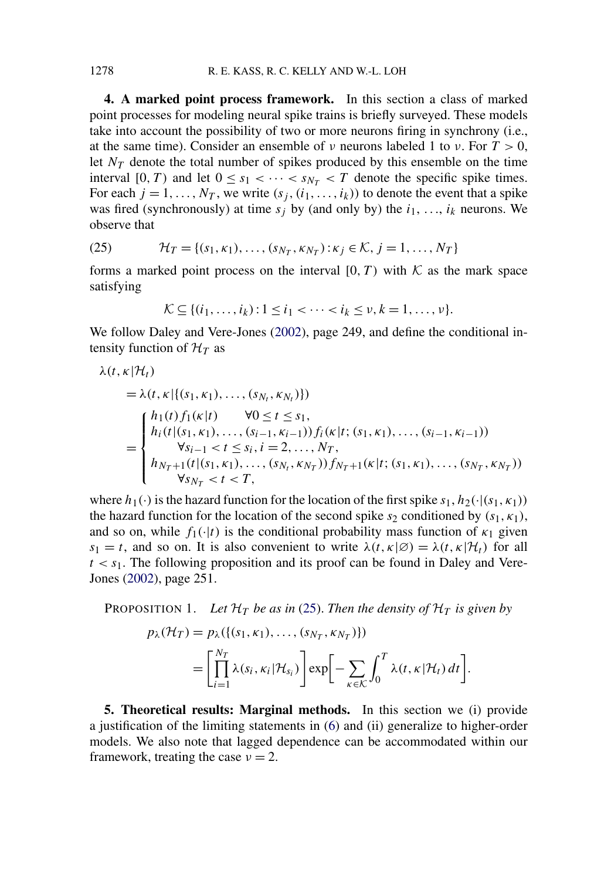**4. A marked point process framework.** In this section a class of marked point processes for modeling neural spike trains is briefly surveyed. These models take into account the possibility of two or more neurons firing in synchrony (i.e., at the same time). Consider an ensemble of $\nu$ neurons labeled 1 to $\nu$. For $T > 0$, let $N_T$ denote the total number of spikes produced by this ensemble on the time interval $[0, T)$ and let $0 \le s_1 < \cdots < s_{N_T} < T$ denote the specific spike times. For each $j = 1, \ldots, N_T$, we write $(s_j, (i_1, \ldots, i_k))$ to denote the event that a spike was fired (synchronously) at time $s_j$ by (and only by) the $i_1, \ldots, i_k$ neurons. We observe that

$$\mathcal{H}_T = \{(s_1, \kappa_1), \ldots, (s_{N_T}, \kappa_{N_T}) : \kappa_j \in \mathcal{K}, j = 1, \ldots, N_T\} \tag{25}$$

forms a marked point process on the interval $[0, T)$ with $\mathcal{K}$ as the mark space satisfying

$$\mathcal{K} \subseteq \{(i_1, \ldots, i_k) : 1 \le i_1 < \cdots < i_k \le \nu, k = 1, \ldots, \nu\}.$$

We follow Daley and Vere-Jones (2002), page 249, and define the conditional intensity function of $\mathcal{H}_T$ as

$$
\begin{aligned}
&\lambda(t, \kappa | \mathcal{H}_t) \\
&\quad = \lambda(t, \kappa | \{(s_1, \kappa_1), \ldots, (s_{N_t}, \kappa_{N_t})\}) \\
&\quad = \begin{cases}
h_1(t) f_1(\kappa | t) \qquad \forall 0 \le t \le s_1, \\
h_i(t | (s_1, \kappa_1), \ldots, (s_{i-1}, \kappa_{i-1})) f_i(\kappa | t; (s_1, \kappa_1), \ldots, (s_{i-1}, \kappa_{i-1})) \\
\qquad \forall s_{i-1} < t \le s_i, i = 2, \ldots, N_T, \\
h_{N_T+1}(t | (s_1, \kappa_1), \ldots, (s_{N_t}, \kappa_{N_T})) f_{N_T+1}(\kappa | t; (s_1, \kappa_1), \ldots, (s_{N_T}, \kappa_{N_T})) \\
\qquad \forall s_{N_T} < t < T,
\end{cases}
\end{aligned}
$$

where $h_1(\cdot)$ is the hazard function for the location of the first spike $s_1$, $h_2(\cdot | (s_1, \kappa_1))$ the hazard function for the location of the second spike $s_2$ conditioned by $(s_1, \kappa_1)$, and so on, while $f_1(\cdot | t)$ is the conditional probability mass function of $\kappa_1$ given $s_1 = t$, and so on. It is also convenient to write $\lambda(t, \kappa | \varnothing) = \lambda(t, \kappa | \mathcal{H}_t)$ for all $t < s_1$. The following proposition and its proof can be found in Daley and Vere-Jones (2002), page 251.

PROPOSITION 1. *Let $\mathcal{H}_T$ be as in* (25). *Then the density of $\mathcal{H}_T$ is given by*

$$
\begin{aligned}
p_\lambda(\mathcal{H}_T) &= p_\lambda(\{(s_1, \kappa_1), \ldots, (s_{N_T}, \kappa_{N_T})\}) \\
&= \left[\prod_{i=1}^{N_T} \lambda(s_i, \kappa_i | \mathcal{H}_{s_i})\right] \exp\left[-\sum_{\kappa \in \mathcal{K}} \int_0^T \lambda(t, \kappa | \mathcal{H}_t)\, dt\right].
\end{aligned}
$$

**5. Theoretical results: Marginal methods.** In this section we (i) provide a justification of the limiting statements in (6) and (ii) generalize to higher-order models. We also note that lagged dependence can be accommodated within our framework, treating the case $\nu = 2$.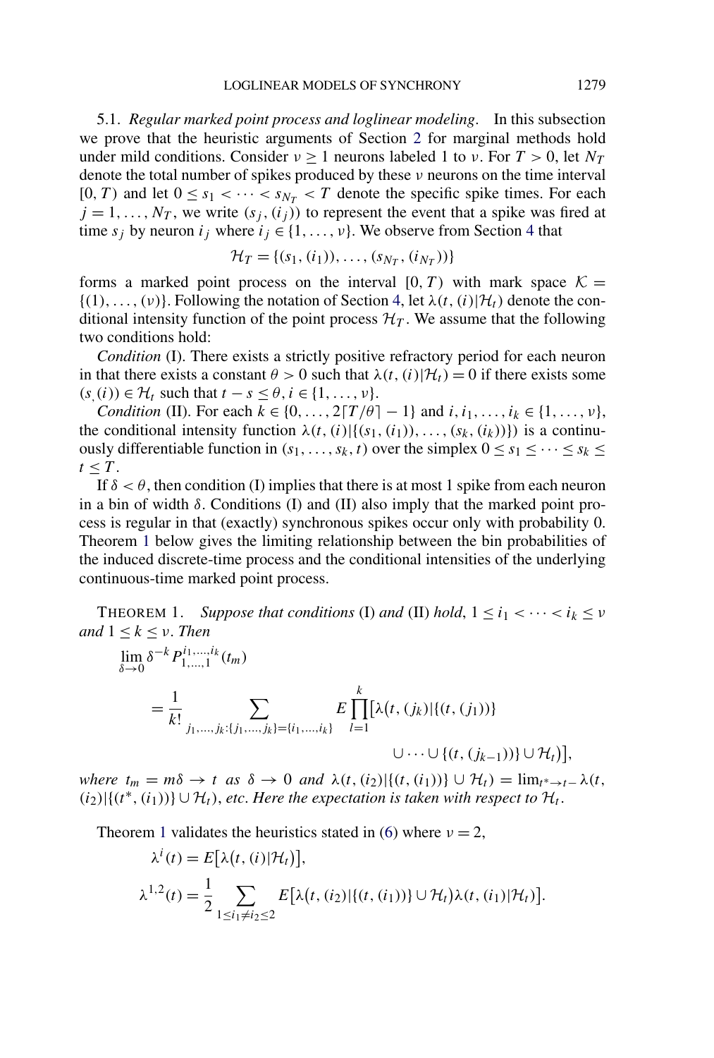5.1. *Regular marked point process and loglinear modeling*. In this subsection we prove that the heuristic arguments of Section 2 for marginal methods hold under mild conditions. Consider $\nu \geq 1$ neurons labeled 1 to $\nu$. For $T > 0$, let $N_T$ denote the total number of spikes produced by these $\nu$ neurons on the time interval $[0, T)$ and let $0 \leq s_1 < \cdots < s_{N_T} < T$ denote the specific spike times. For each $j = 1, \ldots, N_T$, we write $(s_j, (i_j))$ to represent the event that a spike was fired at time $s_j$ by neuron $i_j$ where $i_j \in \{1, \ldots, \nu\}$. We observe from Section 4 that

$$\mathcal{H}_T = \{(s_1, (i_1)), \ldots, (s_{N_T}, (i_{N_T}))\}$$

forms a marked point process on the interval $[0, T)$ with mark space $\mathcal{K} = \{(1), \ldots, (\nu)\}$. Following the notation of Section 4, let $\lambda(t, (i)|\mathcal{H}_t)$ denote the conditional intensity function of the point process $\mathcal{H}_T$. We assume that the following two conditions hold:

*Condition* (I). There exists a strictly positive refractory period for each neuron in that there exists a constant $\theta > 0$ such that $\lambda(t, (i)|\mathcal{H}_t) = 0$ if there exists some $(s, (i)) \in \mathcal{H}_t$ such that $t - s \leq \theta, i \in \{1, \ldots, \nu\}$.

*Condition* (II). For each $k \in \{0, \ldots, 2\lceil T/\theta \rceil - 1\}$ and $i, i_1, \ldots, i_k \in \{1, \ldots, \nu\}$, the conditional intensity function $\lambda(t, (i)|\{(s_1, (i_1)), \ldots, (s_k, (i_k))\})$ is a continuously differentiable function in $(s_1, \ldots, s_k, t)$ over the simplex $0 \leq s_1 \leq \cdots \leq s_k \leq t \leq T$.

If $\delta < \theta$, then condition (I) implies that there is at most 1 spike from each neuron in a bin of width $\delta$. Conditions (I) and (II) also imply that the marked point process is regular in that (exactly) synchronous spikes occur only with probability 0. Theorem 1 below gives the limiting relationship between the bin probabilities of the induced discrete-time process and the conditional intensities of the underlying continuous-time marked point process.

THEOREM 1. *Suppose that conditions* (I) *and* (II) *hold*, $1 \leq i_1 < \cdots < i_k \leq \nu$ *and* $1 \leq k \leq \nu$. *Then*

$$\begin{aligned}
&\lim_{\delta \to 0} \delta^{-k} P^{i_1, \ldots, i_k}_{1, \ldots, 1}(t_m) \\
&\quad = \frac{1}{k!} \sum_{j_1, \ldots, j_k : \{j_1, \ldots, j_k\} = \{i_1, \ldots, i_k\}} E \prod_{l=1}^{k} \big[\lambda\big(t, (j_k)|\{(t, (j_1))\} \\
&\qquad\qquad\qquad\qquad \cup \cdots \cup \{(t, (j_{k-1}))\} \cup \mathcal{H}_t\big)\big],
\end{aligned}$$

*where* $t_m = m\delta \to t$ *as* $\delta \to 0$ *and* $\lambda(t, (i_2)|\{(t, (i_1))\} \cup \mathcal{H}_t) = \lim_{t^* \to t-} \lambda(t, (i_2)|\{(t^*, (i_1))\} \cup \mathcal{H}_t)$, *etc. Here the expectation is taken with respect to* $\mathcal{H}_t$.

Theorem 1 validates the heuristics stated in (6) where $\nu = 2$,

$$\begin{aligned}
\lambda^i(t) &= E\big[\lambda\big(t, (i)|\mathcal{H}_t\big)\big], \\
\lambda^{1,2}(t) &= \frac{1}{2} \sum_{1 \leq i_1 \neq i_2 \leq 2} E\big[\lambda\big(t, (i_2)|\{(t, (i_1))\} \cup \mathcal{H}_t\big)\lambda\big(t, (i_1)|\mathcal{H}_t\big)\big].
\end{aligned}$$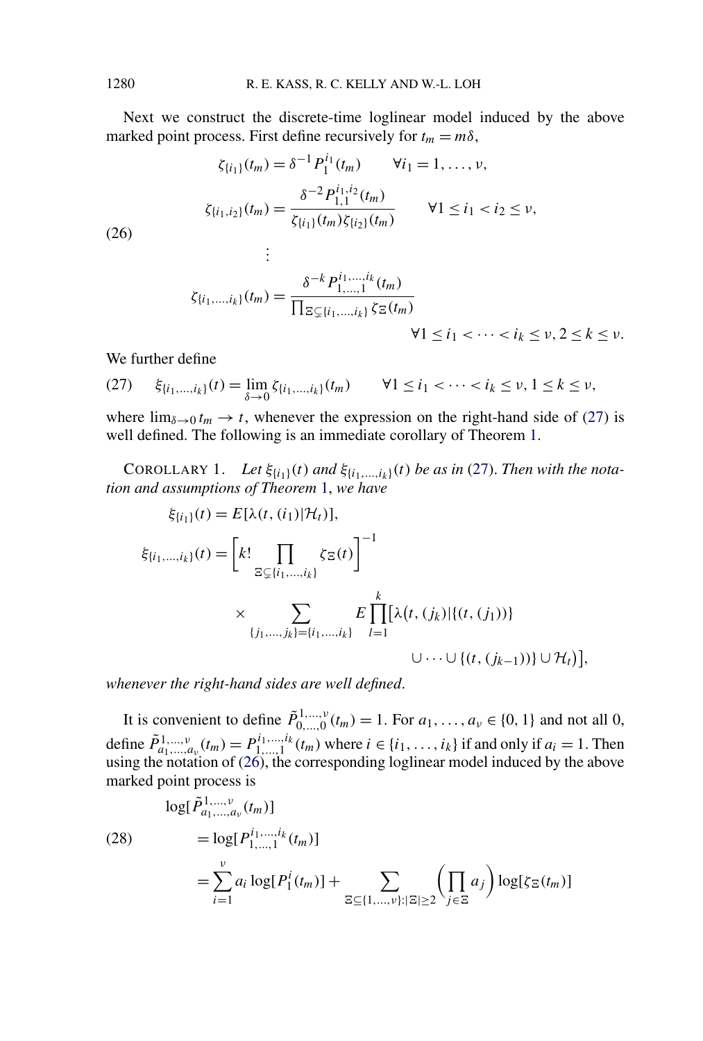Next we construct the discrete-time loglinear model induced by the above marked point process. First define recursively for $t_m = m\delta$,

$$
\begin{aligned}
\zeta_{\{i_1\}}(t_m) &= \delta^{-1} P_1^{i_1}(t_m) \qquad \forall i_1 = 1, \dots, \nu, \\
\zeta_{\{i_1,i_2\}}(t_m) &= \frac{\delta^{-2} P_{1,1}^{i_1,i_2}(t_m)}{\zeta_{\{i_1\}}(t_m)\zeta_{\{i_2\}}(t_m)} \qquad \forall 1 \le i_1 < i_2 \le \nu, \\
&\ \vdots \\
\zeta_{\{i_1,\dots,i_k\}}(t_m) &= \frac{\delta^{-k} P_{1,\dots,1}^{i_1,\dots,i_k}(t_m)}{\prod_{\Xi \subsetneq \{i_1,\dots,i_k\}} \zeta_\Xi(t_m)} \\
&\qquad\qquad \forall 1 \le i_1 < \cdots < i_k \le \nu, 2 \le k \le \nu.
\end{aligned} \tag{26}
$$

We further define

$$
\xi_{\{i_1,\dots,i_k\}}(t) = \lim_{\delta \to 0} \zeta_{\{i_1,\dots,i_k\}}(t_m) \qquad \forall 1 \le i_1 < \cdots < i_k \le \nu, 1 \le k \le \nu, \tag{27}
$$

where $\lim_{\delta \to 0} t_m \to t$, whenever the expression on the right-hand side of (27) is well defined. The following is an immediate corollary of Theorem 1.

COROLLARY 1. *Let $\xi_{\{i_1\}}(t)$ and $\xi_{\{i_1,\dots,i_k\}}(t)$ be as in (27). Then with the notation and assumptions of Theorem 1, we have*

$$
\begin{aligned}
\xi_{\{i_1\}}(t) &= E[\lambda(t, (i_1) | \mathcal{H}_t)], \\
\xi_{\{i_1,\dots,i_k\}}(t) &= \Big[k! \prod_{\Xi \subsetneq \{i_1,\dots,i_k\}} \zeta_\Xi(t)\Big]^{-1} \\
&\quad \times \sum_{\{j_1,\dots,j_k\} = \{i_1,\dots,i_k\}} E \prod_{l=1}^{k} \big[\lambda\big(t, (j_k) | \{(t, (j_1))\} \\
&\qquad\qquad \cup \cdots \cup \{(t, (j_{k-1}))\} \cup \mathcal{H}_t\big)\big],
\end{aligned}
$$

*whenever the right-hand sides are well defined.*

It is convenient to define $\tilde{P}_{0,\dots,0}^{1,\dots,\nu}(t_m) = 1$. For $a_1, \dots, a_\nu \in \{0, 1\}$ and not all 0, define $\tilde{P}_{a_1,\dots,a_\nu}^{1,\dots,\nu}(t_m) = P_{1,\dots,1}^{i_1,\dots,i_k}(t_m)$ where $i \in \{i_1, \dots, i_k\}$ if and only if $a_i = 1$. Then using the notation of (26), the corresponding loglinear model induced by the above marked point process is

$$
\begin{aligned}
&\log[\tilde{P}_{a_1,\dots,a_\nu}^{1,\dots,\nu}(t_m)] \\
&\quad = \log[P_{1,\dots,1}^{i_1,\dots,i_k}(t_m)] \\
&\quad = \sum_{i=1}^{\nu} a_i \log[P_1^i(t_m)] + \sum_{\Xi \subseteq \{1,\dots,\nu\}: |\Xi| \ge 2} \Big(\prod_{j \in \Xi} a_j\Big) \log[\zeta_\Xi(t_m)]
\end{aligned} \tag{28}
$$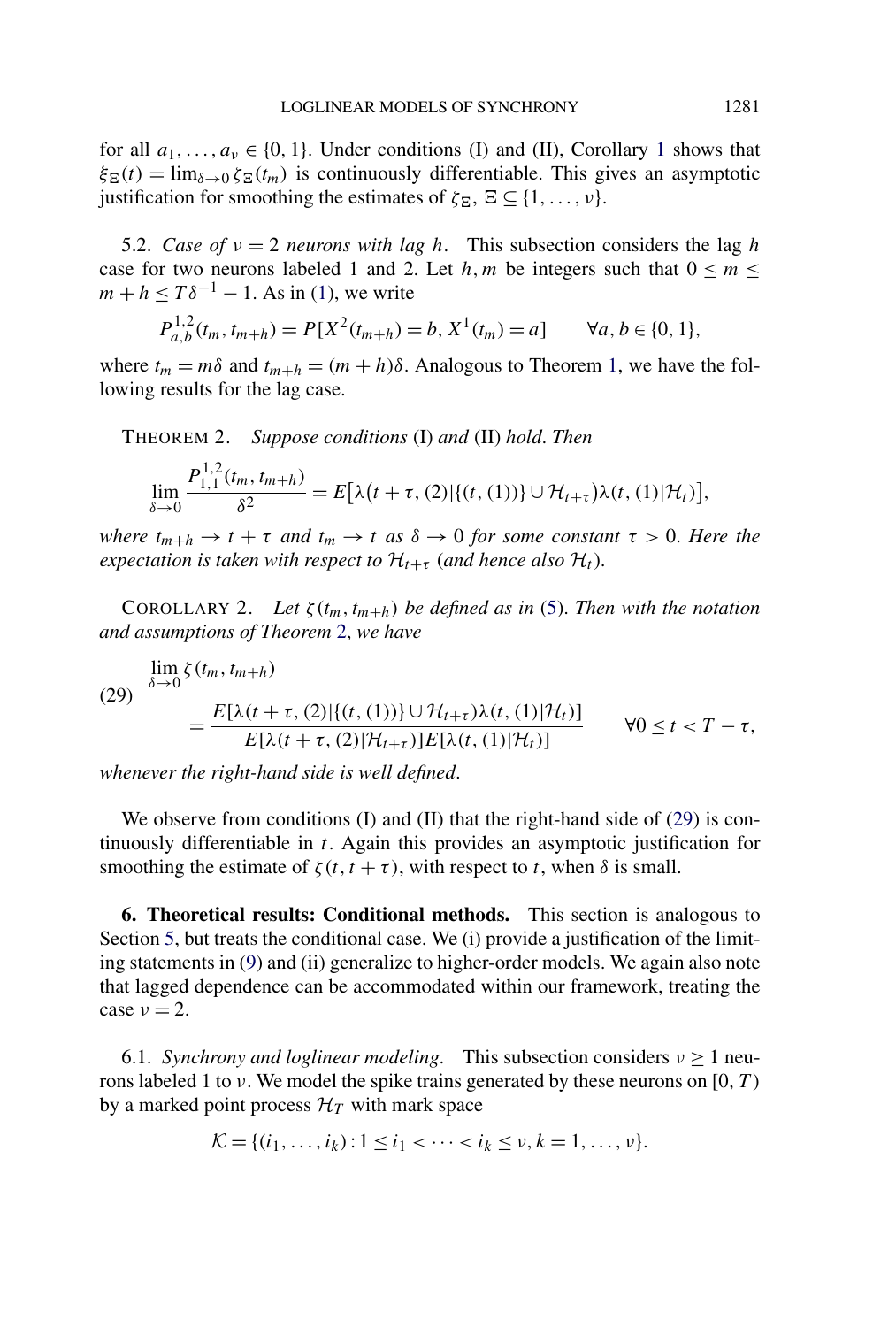for all $a_1, \ldots, a_\nu \in \{0, 1\}$. Under conditions (I) and (II), Corollary 1 shows that $\xi_\Xi(t) = \lim_{\delta \to 0} \zeta_\Xi(t_m)$ is continuously differentiable. This gives an asymptotic justification for smoothing the estimates of $\zeta_\Xi$, $\Xi \subseteq \{1, \ldots, \nu\}$.

5.2. *Case of $\nu = 2$ neurons with lag $h$.* This subsection considers the lag $h$ case for two neurons labeled 1 and 2. Let $h, m$ be integers such that $0 \le m \le m + h \le T\delta^{-1} - 1$. As in (1), we write

$$P^{1,2}_{a,b}(t_m, t_{m+h}) = P[X^2(t_{m+h}) = b, X^1(t_m) = a] \qquad \forall a, b \in \{0, 1\},$$

where $t_m = m\delta$ and $t_{m+h} = (m + h)\delta$. Analogous to Theorem 1, we have the following results for the lag case.

THEOREM 2. *Suppose conditions* (I) *and* (II) *hold. Then*

$$\lim_{\delta \to 0} \frac{P^{1,2}_{1,1}(t_m, t_{m+h})}{\delta^2} = E\bigl[\lambda\bigl(t + \tau, (2)|\{(t, (1))\} \cup \mathcal{H}_{t+\tau}\bigr)\lambda(t, (1)|\mathcal{H}_t)\bigr],$$

*where $t_{m+h} \to t + \tau$ and $t_m \to t$ as $\delta \to 0$ for some constant $\tau > 0$. Here the expectation is taken with respect to $\mathcal{H}_{t+\tau}$ (and hence also $\mathcal{H}_t$).*

COROLLARY 2. *Let $\zeta(t_m, t_{m+h})$ be defined as in* (5). *Then with the notation and assumptions of Theorem 2, we have*

$$\begin{aligned} &\lim_{\delta \to 0} \zeta(t_m, t_{m+h}) \\ &\quad = \frac{E[\lambda(t + \tau, (2)|\{(t, (1))\} \cup \mathcal{H}_{t+\tau})\lambda(t, (1)|\mathcal{H}_t)]}{E[\lambda(t + \tau, (2)|\mathcal{H}_{t+\tau})]E[\lambda(t, (1)|\mathcal{H}_t)]} \qquad \forall 0 \le t < T - \tau, \end{aligned} \tag{29}$$

*whenever the right-hand side is well defined.*

We observe from conditions (I) and (II) that the right-hand side of (29) is continuously differentiable in $t$. Again this provides an asymptotic justification for smoothing the estimate of $\zeta(t, t + \tau)$, with respect to $t$, when $\delta$ is small.

**6. Theoretical results: Conditional methods.** This section is analogous to Section 5, but treats the conditional case. We (i) provide a justification of the limiting statements in (9) and (ii) generalize to higher-order models. We again also note that lagged dependence can be accommodated within our framework, treating the case $\nu = 2$.

6.1. *Synchrony and loglinear modeling.* This subsection considers $\nu \ge 1$ neurons labeled 1 to $\nu$. We model the spike trains generated by these neurons on $[0, T)$ by a marked point process $\mathcal{H}_T$ with mark space

$$\mathcal{K} = \{(i_1, \ldots, i_k) : 1 \le i_1 < \cdots < i_k \le \nu, k = 1, \ldots, \nu\}.$$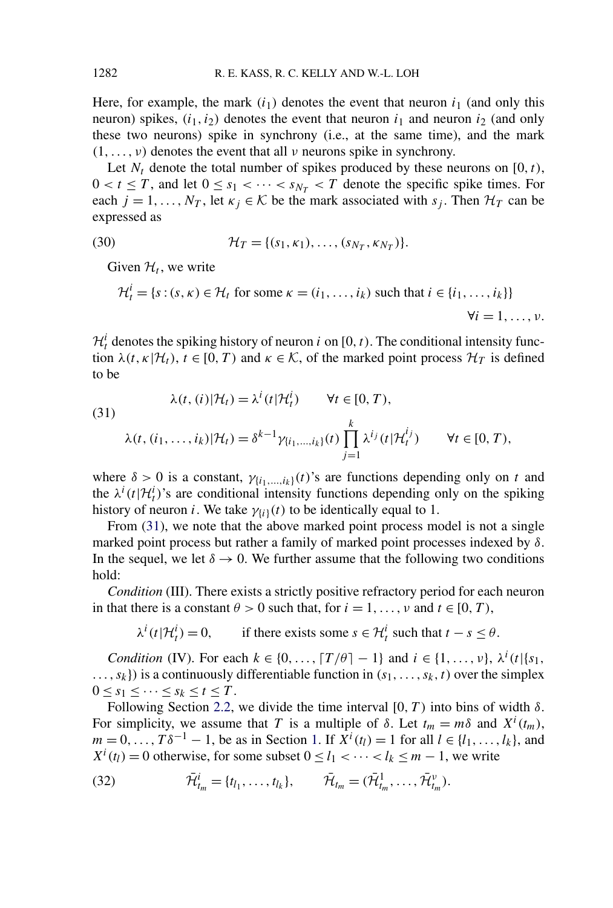Here, for example, the mark $(i_1)$ denotes the event that neuron $i_1$ (and only this neuron) spikes, $(i_1, i_2)$ denotes the event that neuron $i_1$ and neuron $i_2$ (and only these two neurons) spike in synchrony (i.e., at the same time), and the mark $(1, \ldots, \nu)$ denotes the event that all $\nu$ neurons spike in synchrony.

Let $N_t$ denote the total number of spikes produced by these neurons on $[0, t)$, $0 < t \leq T$, and let $0 \leq s_1 < \cdots < s_{N_T} < T$ denote the specific spike times. For each $j = 1, \ldots, N_T$, let $\kappa_j \in \mathcal{K}$ be the mark associated with $s_j$. Then $\mathcal{H}_T$ can be expressed as

$$
\mathcal{H}_T = \{(s_1, \kappa_1), \ldots, (s_{N_T}, \kappa_{N_T})\}. \tag{30}
$$

Given $\mathcal{H}_t$, we write

$$
\mathcal{H}_t^i = \{s : (s, \kappa) \in \mathcal{H}_t \text{ for some } \kappa = (i_1, \ldots, i_k) \text{ such that } i \in \{i_1, \ldots, i_k\}\} \qquad \forall i = 1, \ldots, \nu.
$$

$\mathcal{H}_t^i$ denotes the spiking history of neuron $i$ on $[0, t)$. The conditional intensity function $\lambda(t, \kappa | \mathcal{H}_t)$, $t \in [0, T)$ and $\kappa \in \mathcal{K}$, of the marked point process $\mathcal{H}_T$ is defined to be

$$
\begin{aligned}
&\lambda(t, (i) | \mathcal{H}_t) = \lambda^i(t | \mathcal{H}_t^i) \qquad \forall t \in [0, T), \\
&\lambda(t, (i_1, \ldots, i_k) | \mathcal{H}_t) = \delta^{k-1} \gamma_{\{i_1, \ldots, i_k\}}(t) \prod_{j=1}^{k} \lambda^{i_j}(t | \mathcal{H}_t^{i_j}) \qquad \forall t \in [0, T),
\end{aligned} \tag{31}
$$

where $\delta > 0$ is a constant, $\gamma_{\{i_1, \ldots, i_k\}}(t)$'s are functions depending only on $t$ and the $\lambda^i(t | \mathcal{H}_t^i)$'s are conditional intensity functions depending only on the spiking history of neuron $i$. We take $\gamma_{\{i\}}(t)$ to be identically equal to 1.

From (31), we note that the above marked point process model is not a single marked point process but rather a family of marked point processes indexed by $\delta$. In the sequel, we let $\delta \to 0$. We further assume that the following two conditions hold:

*Condition* (III). There exists a strictly positive refractory period for each neuron in that there is a constant $\theta > 0$ such that, for $i = 1, \ldots, \nu$ and $t \in [0, T)$,

$$
\lambda^i(t | \mathcal{H}_t^i) = 0, \qquad \text{if there exists some } s \in \mathcal{H}_t^i \text{ such that } t - s \leq \theta.
$$

*Condition* (IV). For each $k \in \{0, \ldots, \lceil T/\theta \rceil - 1\}$ and $i \in \{1, \ldots, \nu\}$, $\lambda^i(t | \{s_1, \ldots, s_k\})$ is a continuously differentiable function in $(s_1, \ldots, s_k, t)$ over the simplex $0 \leq s_1 \leq \cdots \leq s_k \leq t \leq T$.

Following Section 2.2, we divide the time interval $[0, T)$ into bins of width $\delta$. For simplicity, we assume that $T$ is a multiple of $\delta$. Let $t_m = m\delta$ and $X^i(t_m)$, $m = 0, \ldots, T\delta^{-1} - 1$, be as in Section 1. If $X^i(t_l) = 1$ for all $l \in \{l_1, \ldots, l_k\}$, and $X^i(t_l) = 0$ otherwise, for some subset $0 \leq l_1 < \cdots < l_k \leq m - 1$, we write

$$
\bar{\mathcal{H}}_{t_m}^i = \{t_{l_1}, \ldots, t_{l_k}\}, \qquad \bar{\mathcal{H}}_{t_m} = (\bar{\mathcal{H}}_{t_m}^1, \ldots, \bar{\mathcal{H}}_{t_m}^\nu). \tag{32}
$$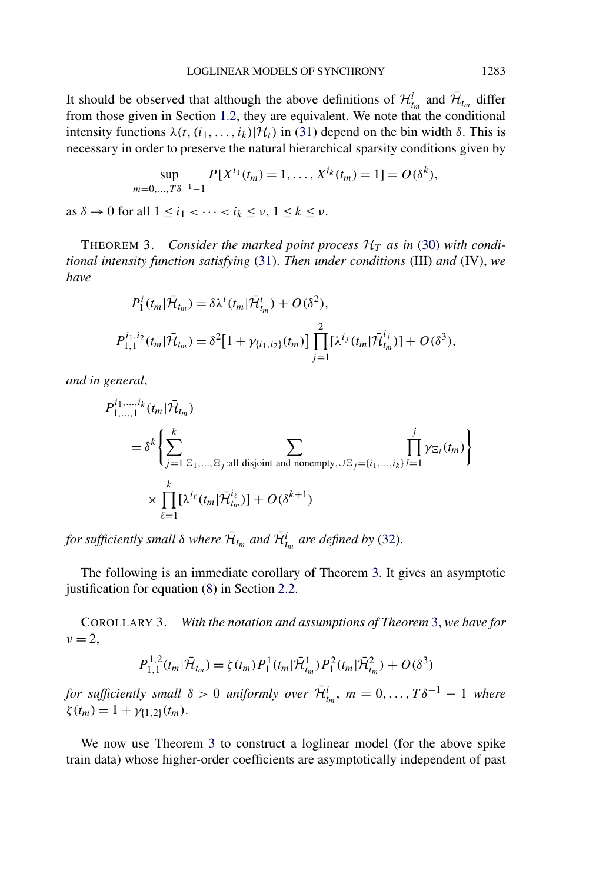It should be observed that although the above definitions of $\mathcal{H}^i_{t_m}$ and $\bar{\mathcal{H}}_{t_m}$ differ from those given in Section 1.2, they are equivalent. We note that the conditional intensity functions $\lambda(t, (i_1, \dots, i_k)|\mathcal{H}_t)$ in (31) depend on the bin width $\delta$. This is necessary in order to preserve the natural hierarchical sparsity conditions given by

$$\sup_{m=0,\dots,T\delta^{-1}-1} P[X^{i_1}(t_m) = 1, \dots, X^{i_k}(t_m) = 1] = O(\delta^k),$$

as $\delta \to 0$ for all $1 \le i_1 < \cdots < i_k \le \nu$, $1 \le k \le \nu$.

THEOREM 3. *Consider the marked point process $\mathcal{H}_T$ as in (30) with conditional intensity function satisfying (31). Then under conditions (III) and (IV), we have*

$$P^i_1(t_m|\bar{\mathcal{H}}_{t_m}) = \delta\lambda^i(t_m|\bar{\mathcal{H}}^i_{t_m}) + O(\delta^2),$$

$$P^{i_1,i_2}_{1,1}(t_m|\bar{\mathcal{H}}_{t_m}) = \delta^2\big[1 + \gamma_{\{i_1,i_2\}}(t_m)\big]\prod_{j=1}^{2}[\lambda^{i_j}(t_m|\bar{\mathcal{H}}^{i_j}_{t_m})] + O(\delta^3),$$

*and in general*,

$$\begin{aligned} &P^{i_1,\dots,i_k}_{1,\dots,1}(t_m|\bar{\mathcal{H}}_{t_m}) \\ &\quad = \delta^k\left\{\sum_{j=1}^{k}\sum_{\Xi_1,\dots,\Xi_j\text{:all disjoint and nonempty},\cup\Xi_j=\{i_1,\dots,i_k\}}\prod_{l=1}^{j}\gamma_{\Xi_l}(t_m)\right\} \\ &\qquad \times \prod_{\ell=1}^{k}[\lambda^{i_\ell}(t_m|\bar{\mathcal{H}}^{i_\ell}_{t_m})] + O(\delta^{k+1}) \end{aligned}$$

*for sufficiently small $\delta$ where $\bar{\mathcal{H}}_{t_m}$ and $\bar{\mathcal{H}}^i_{t_m}$ are defined by (32).*

The following is an immediate corollary of Theorem 3. It gives an asymptotic justification for equation (8) in Section 2.2.

COROLLARY 3. *With the notation and assumptions of Theorem 3, we have for $\nu = 2$,*

$$P^{1,2}_{1,1}(t_m|\bar{\mathcal{H}}_{t_m}) = \zeta(t_m)P^1_1(t_m|\bar{\mathcal{H}}^1_{t_m})P^2_1(t_m|\bar{\mathcal{H}}^2_{t_m}) + O(\delta^3)$$

*for sufficiently small $\delta > 0$ uniformly over $\bar{\mathcal{H}}^i_{t_m}$, $m = 0, \dots, T\delta^{-1} - 1$ where $\zeta(t_m) = 1 + \gamma_{\{1,2\}}(t_m)$.*

We now use Theorem 3 to construct a loglinear model (for the above spike train data) whose higher-order coefficients are asymptotically independent of past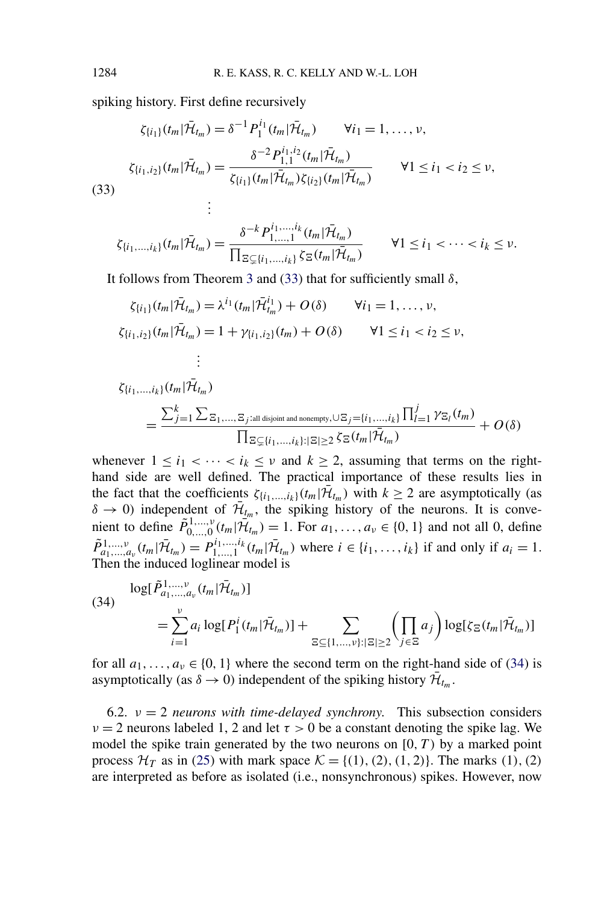spiking history. First define recursively

$$
\begin{aligned}
\zeta_{\{i_1\}}(t_m|\bar{\mathcal{H}}_{t_m}) &= \delta^{-1} P_1^{i_1}(t_m|\bar{\mathcal{H}}_{t_m}) \qquad \forall i_1 = 1, \dots, \nu, \\
\zeta_{\{i_1,i_2\}}(t_m|\bar{\mathcal{H}}_{t_m}) &= \frac{\delta^{-2} P_{1,1}^{i_1,i_2}(t_m|\bar{\mathcal{H}}_{t_m})}{\zeta_{\{i_1\}}(t_m|\bar{\mathcal{H}}_{t_m})\zeta_{\{i_2\}}(t_m|\bar{\mathcal{H}}_{t_m})} \qquad \forall 1 \le i_1 < i_2 \le \nu, \\
&\;\;\vdots \\
\zeta_{\{i_1,\dots,i_k\}}(t_m|\bar{\mathcal{H}}_{t_m}) &= \frac{\delta^{-k} P_{1,\dots,1}^{i_1,\dots,i_k}(t_m|\bar{\mathcal{H}}_{t_m})}{\prod_{\Xi \subsetneq \{i_1,\dots,i_k\}} \zeta_\Xi(t_m|\bar{\mathcal{H}}_{t_m})} \qquad \forall 1 \le i_1 < \dots < i_k \le \nu.
\end{aligned} \tag{33}
$$

It follows from Theorem 3 and (33) that for sufficiently small $\delta$,

$$
\begin{aligned}
&\zeta_{\{i_1\}}(t_m|\bar{\mathcal{H}}_{t_m}) = \lambda^{i_1}(t_m|\bar{\mathcal{H}}_{t_m}^{i_1}) + O(\delta) \qquad \forall i_1 = 1, \dots, \nu, \\
&\zeta_{\{i_1,i_2\}}(t_m|\bar{\mathcal{H}}_{t_m}) = 1 + \gamma_{\{i_1,i_2\}}(t_m) + O(\delta) \qquad \forall 1 \le i_1 < i_2 \le \nu, \\
&\qquad\vdots \\
&\zeta_{\{i_1,\dots,i_k\}}(t_m|\bar{\mathcal{H}}_{t_m}) \\
&\quad = \frac{\sum_{j=1}^{k} \sum_{\Xi_1,\dots,\Xi_j:\text{all disjoint and nonempty},\cup \Xi_j = \{i_1,\dots,i_k\}} \prod_{l=1}^{j} \gamma_{\Xi_l}(t_m)}{\prod_{\Xi \subsetneq \{i_1,\dots,i_k\}:|\Xi| \ge 2} \zeta_\Xi(t_m|\bar{\mathcal{H}}_{t_m})} + O(\delta)
\end{aligned}
$$

whenever $1 \le i_1 < \dots < i_k \le \nu$ and $k \ge 2$, assuming that terms on the right-hand side are well defined. The practical importance of these results lies in the fact that the coefficients $\zeta_{\{i_1,\dots,i_k\}}(t_m|\bar{\mathcal{H}}_{t_m})$ with $k \ge 2$ are asymptotically (as $\delta \to 0$) independent of $\bar{\mathcal{H}}_{t_m}$, the spiking history of the neurons. It is convenient to define $\tilde{P}_{0,\dots,0}^{1,\dots,\nu}(t_m|\bar{\mathcal{H}}_{t_m}) = 1$. For $a_1, \dots, a_\nu \in \{0, 1\}$ and not all 0, define $\tilde{P}_{a_1,\dots,a_\nu}^{1,\dots,\nu}(t_m|\bar{\mathcal{H}}_{t_m}) = P_{1,\dots,1}^{i_1,\dots,i_k}(t_m|\bar{\mathcal{H}}_{t_m})$ where $i \in \{i_1, \dots, i_k\}$ if and only if $a_i = 1$. Then the induced loglinear model is

$$
\begin{aligned}
&\log[\tilde{P}_{a_1,\dots,a_\nu}^{1,\dots,\nu}(t_m|\bar{\mathcal{H}}_{t_m})] \\
&\quad = \sum_{i=1}^{\nu} a_i \log[P_1^i(t_m|\bar{\mathcal{H}}_{t_m})] + \sum_{\Xi \subseteq \{1,\dots,\nu\}:|\Xi| \ge 2} \left(\prod_{j \in \Xi} a_j\right) \log[\zeta_\Xi(t_m|\bar{\mathcal{H}}_{t_m})]
\end{aligned} \tag{34}
$$

for all $a_1, \dots, a_\nu \in \{0, 1\}$ where the second term on the right-hand side of (34) is asymptotically (as $\delta \to 0$) independent of the spiking history $\bar{\mathcal{H}}_{t_m}$.

6.2. *$\nu = 2$ neurons with time-delayed synchrony.* This subsection considers $\nu = 2$ neurons labeled 1, 2 and let $\tau > 0$ be a constant denoting the spike lag. We model the spike train generated by the two neurons on $[0, T)$ by a marked point process $\mathcal{H}_T$ as in (25) with mark space $\mathcal{K} = \{(1), (2), (1, 2)\}$. The marks (1), (2) are interpreted as before as isolated (i.e., nonsynchronous) spikes. However, now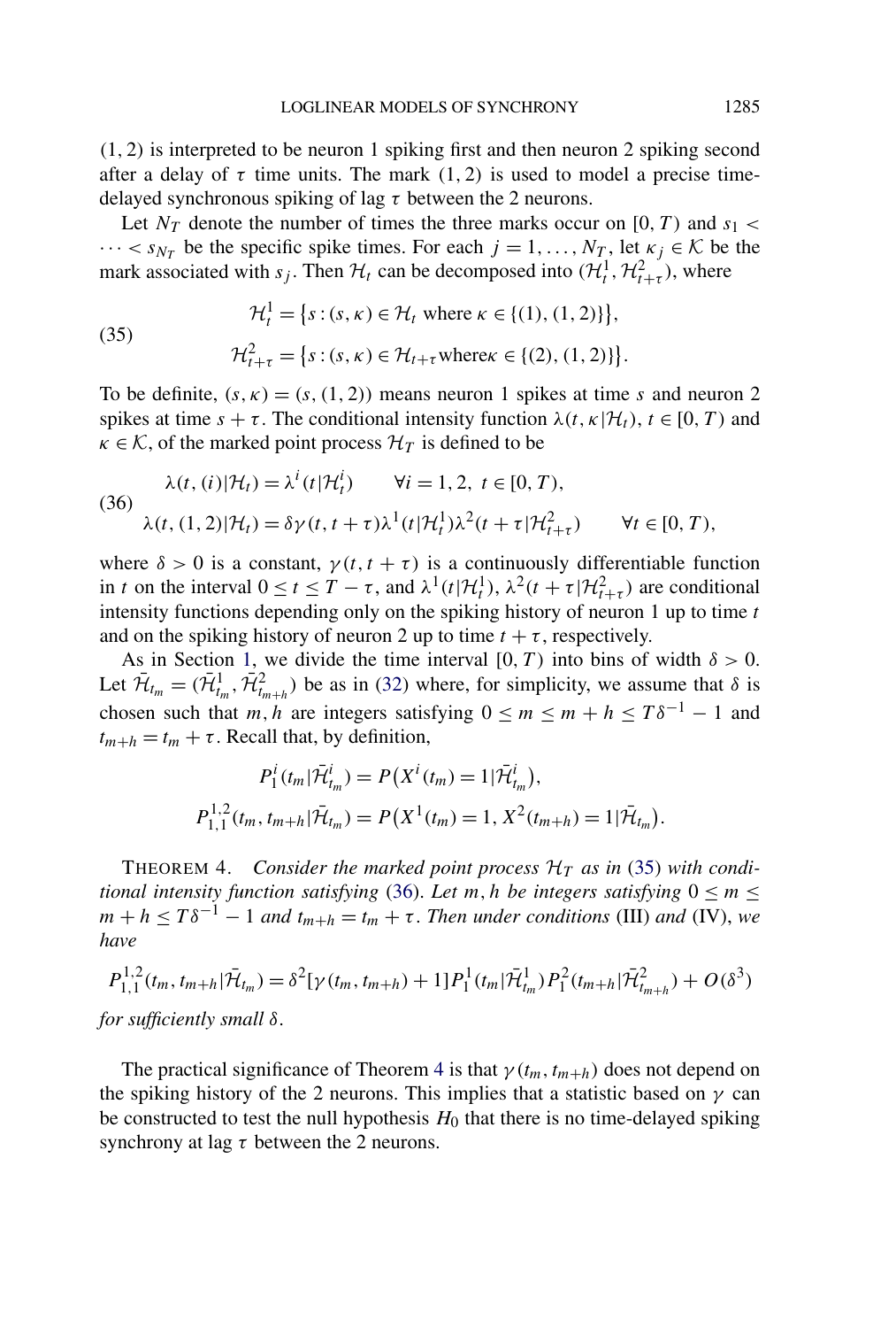(1, 2) is interpreted to be neuron 1 spiking first and then neuron 2 spiking second after a delay of $\tau$ time units. The mark (1, 2) is used to model a precise time-delayed synchronous spiking of lag $\tau$ between the 2 neurons.

Let $N_T$ denote the number of times the three marks occur on $[0, T)$ and $s_1 < \cdots < s_{N_T}$ be the specific spike times. For each $j = 1, \ldots, N_T$, let $\kappa_j \in \mathcal{K}$ be the mark associated with $s_j$. Then $\mathcal{H}_t$ can be decomposed into $(\mathcal{H}_t^1, \mathcal{H}_{t+\tau}^2)$, where

$$
\begin{aligned}
\mathcal{H}_t^1 &= \{s : (s, \kappa) \in \mathcal{H}_t \text{ where } \kappa \in \{(1), (1, 2)\}\}, \\
\mathcal{H}_{t+\tau}^2 &= \{s : (s, \kappa) \in \mathcal{H}_{t+\tau} \text{where} \kappa \in \{(2), (1, 2)\}\}.
\end{aligned} \tag{35}
$$

To be definite, $(s, \kappa) = (s, (1, 2))$ means neuron 1 spikes at time $s$ and neuron 2 spikes at time $s + \tau$. The conditional intensity function $\lambda(t, \kappa|\mathcal{H}_t)$, $t \in [0, T)$ and $\kappa \in \mathcal{K}$, of the marked point process $\mathcal{H}_T$ is defined to be

$$
\begin{aligned}
\lambda(t, (i)|\mathcal{H}_t) &= \lambda^i(t|\mathcal{H}_t^i) \qquad \forall i = 1, 2,\ t \in [0, T), \\
\lambda(t, (1, 2)|\mathcal{H}_t) &= \delta\gamma(t, t + \tau)\lambda^1(t|\mathcal{H}_t^1)\lambda^2(t + \tau|\mathcal{H}_{t+\tau}^2) \qquad \forall t \in [0, T),
\end{aligned} \tag{36}
$$

where $\delta > 0$ is a constant, $\gamma(t, t + \tau)$ is a continuously differentiable function in $t$ on the interval $0 \le t \le T - \tau$, and $\lambda^1(t|\mathcal{H}_t^1)$, $\lambda^2(t + \tau|\mathcal{H}_{t+\tau}^2)$ are conditional intensity functions depending only on the spiking history of neuron 1 up to time $t$ and on the spiking history of neuron 2 up to time $t + \tau$, respectively.

As in Section 1, we divide the time interval $[0, T)$ into bins of width $\delta > 0$. Let $\bar{\mathcal{H}}_{t_m} = (\bar{\mathcal{H}}_{t_m}^1, \bar{\mathcal{H}}_{t_{m+h}}^2)$ be as in (32) where, for simplicity, we assume that $\delta$ is chosen such that $m, h$ are integers satisfying $0 \le m \le m + h \le T\delta^{-1} - 1$ and $t_{m+h} = t_m + \tau$. Recall that, by definition,

$$
\begin{aligned}
P_1^i(t_m|\bar{\mathcal{H}}_{t_m}^i) &= P(X^i(t_m) = 1|\bar{\mathcal{H}}_{t_m}^i), \\
P_{1,1}^{1,2}(t_m, t_{m+h}|\bar{\mathcal{H}}_{t_m}) &= P(X^1(t_m) = 1, X^2(t_{m+h}) = 1|\bar{\mathcal{H}}_{t_m}).
\end{aligned}
$$

THEOREM 4. *Consider the marked point process $\mathcal{H}_T$ as in (35) with conditional intensity function satisfying (36). Let $m, h$ be integers satisfying $0 \le m \le m + h \le T\delta^{-1} - 1$ and $t_{m+h} = t_m + \tau$. Then under conditions (III) and (IV), we have*

$$
P_{1,1}^{1,2}(t_m, t_{m+h}|\bar{\mathcal{H}}_{t_m}) = \delta^2[\gamma(t_m, t_{m+h}) + 1]P_1^1(t_m|\bar{\mathcal{H}}_{t_m}^1)P_1^2(t_{m+h}|\bar{\mathcal{H}}_{t_{m+h}}^2) + O(\delta^3)
$$

*for sufficiently small $\delta$.*

The practical significance of Theorem 4 is that $\gamma(t_m, t_{m+h})$ does not depend on the spiking history of the 2 neurons. This implies that a statistic based on $\gamma$ can be constructed to test the null hypothesis $H_0$ that there is no time-delayed spiking synchrony at lag $\tau$ between the 2 neurons.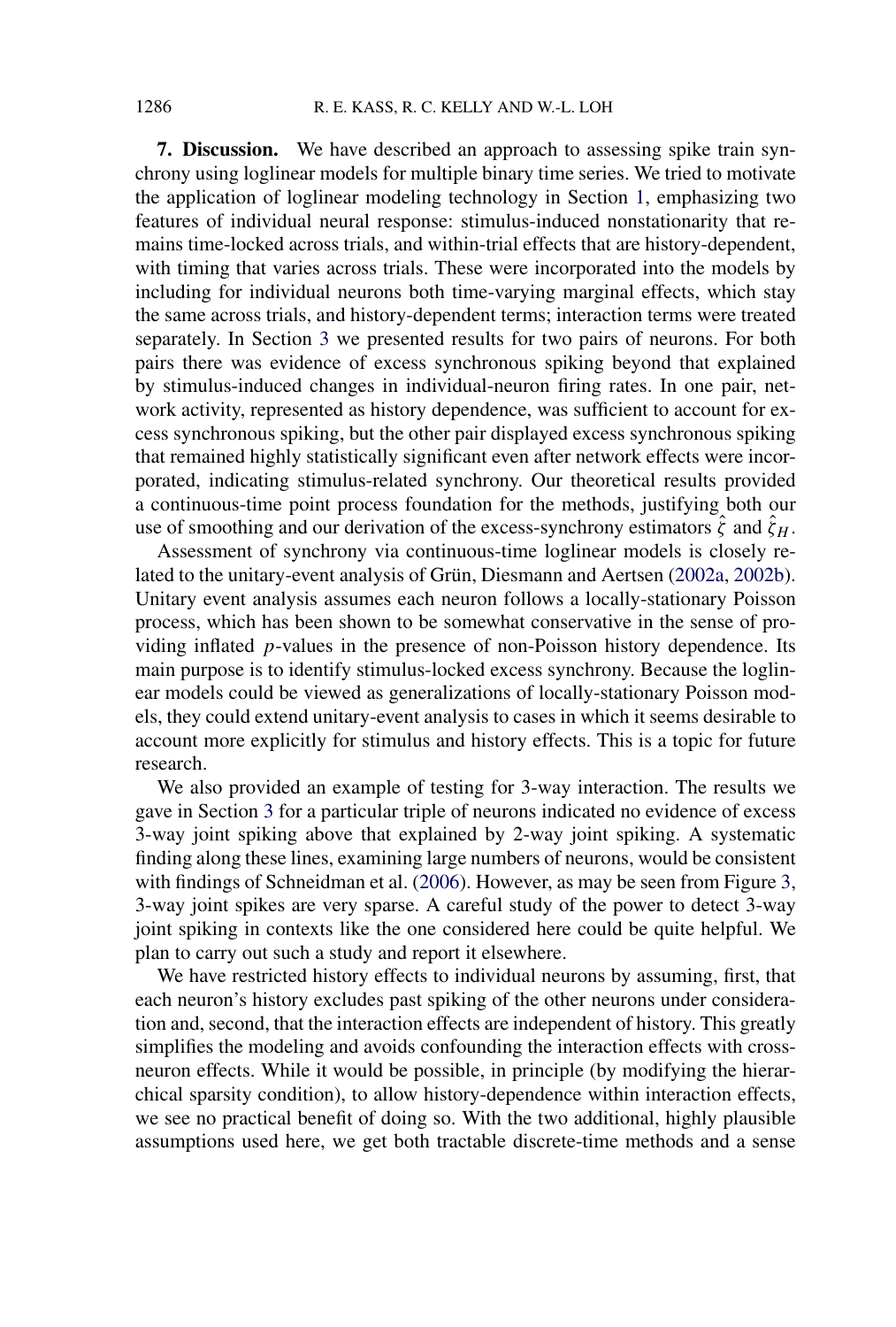**7. Discussion.** We have described an approach to assessing spike train synchrony using loglinear models for multiple binary time series. We tried to motivate the application of loglinear modeling technology in Section 1, emphasizing two features of individual neural response: stimulus-induced nonstationarity that remains time-locked across trials, and within-trial effects that are history-dependent, with timing that varies across trials. These were incorporated into the models by including for individual neurons both time-varying marginal effects, which stay the same across trials, and history-dependent terms; interaction terms were treated separately. In Section 3 we presented results for two pairs of neurons. For both pairs there was evidence of excess synchronous spiking beyond that explained by stimulus-induced changes in individual-neuron firing rates. In one pair, network activity, represented as history dependence, was sufficient to account for excess synchronous spiking, but the other pair displayed excess synchronous spiking that remained highly statistically significant even after network effects were incorporated, indicating stimulus-related synchrony. Our theoretical results provided a continuous-time point process foundation for the methods, justifying both our use of smoothing and our derivation of the excess-synchrony estimators $\hat{\zeta}$ and $\hat{\zeta}_H$.

Assessment of synchrony via continuous-time loglinear models is closely related to the unitary-event analysis of Grün, Diesmann and Aertsen (2002a, 2002b). Unitary event analysis assumes each neuron follows a locally-stationary Poisson process, which has been shown to be somewhat conservative in the sense of providing inflated $p$-values in the presence of non-Poisson history dependence. Its main purpose is to identify stimulus-locked excess synchrony. Because the loglinear models could be viewed as generalizations of locally-stationary Poisson models, they could extend unitary-event analysis to cases in which it seems desirable to account more explicitly for stimulus and history effects. This is a topic for future research.

We also provided an example of testing for 3-way interaction. The results we gave in Section 3 for a particular triple of neurons indicated no evidence of excess 3-way joint spiking above that explained by 2-way joint spiking. A systematic finding along these lines, examining large numbers of neurons, would be consistent with findings of Schneidman et al. (2006). However, as may be seen from Figure 3, 3-way joint spikes are very sparse. A careful study of the power to detect 3-way joint spiking in contexts like the one considered here could be quite helpful. We plan to carry out such a study and report it elsewhere.

We have restricted history effects to individual neurons by assuming, first, that each neuron's history excludes past spiking of the other neurons under consideration and, second, that the interaction effects are independent of history. This greatly simplifies the modeling and avoids confounding the interaction effects with cross-neuron effects. While it would be possible, in principle (by modifying the hierarchical sparsity condition), to allow history-dependence within interaction effects, we see no practical benefit of doing so. With the two additional, highly plausible assumptions used here, we get both tractable discrete-time methods and a sense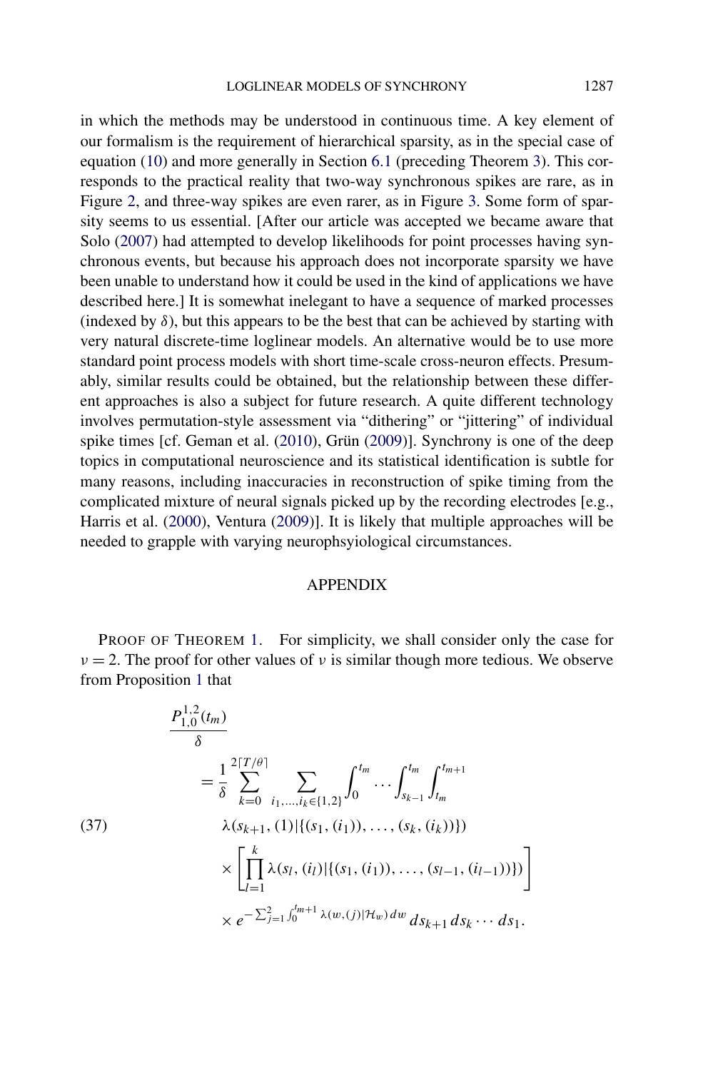in which the methods may be understood in continuous time. A key element of our formalism is the requirement of hierarchical sparsity, as in the special case of equation (10) and more generally in Section 6.1 (preceding Theorem 3). This corresponds to the practical reality that two-way synchronous spikes are rare, as in Figure 2, and three-way spikes are even rarer, as in Figure 3. Some form of sparsity seems to us essential. [After our article was accepted we became aware that Solo (2007) had attempted to develop likelihoods for point processes having synchronous events, but because his approach does not incorporate sparsity we have been unable to understand how it could be used in the kind of applications we have described here.] It is somewhat inelegant to have a sequence of marked processes (indexed by $\delta$), but this appears to be the best that can be achieved by starting with very natural discrete-time loglinear models. An alternative would be to use more standard point process models with short time-scale cross-neuron effects. Presumably, similar results could be obtained, but the relationship between these different approaches is also a subject for future research. A quite different technology involves permutation-style assessment via "dithering" or "jittering" of individual spike times [cf. Geman et al. (2010), Grün (2009)]. Synchrony is one of the deep topics in computational neuroscience and its statistical identification is subtle for many reasons, including inaccuracies in reconstruction of spike timing from the complicated mixture of neural signals picked up by the recording electrodes [e.g., Harris et al. (2000), Ventura (2009)]. It is likely that multiple approaches will be needed to grapple with varying neurophsyiological circumstances.

## APPENDIX

PROOF OF THEOREM 1. For simplicity, we shall consider only the case for $\nu = 2$. The proof for other values of $\nu$ is similar though more tedious. We observe from Proposition 1 that

$$
\begin{aligned}
&\frac{P_{1,0}^{1,2}(t_m)}{\delta} \\
&\quad = \frac{1}{\delta} \sum_{k=0}^{2\lceil T/\theta \rceil} \sum_{i_1,\ldots,i_k \in \{1,2\}} \int_0^{t_m} \cdots \int_{s_{k-1}}^{t_m} \int_{t_m}^{t_{m+1}} \\
&\qquad \lambda(s_{k+1}, (1) | \{(s_1,(i_1)),\ldots,(s_k,(i_k))\}) \\
&\qquad \times \left[ \prod_{l=1}^{k} \lambda(s_l,(i_l)|\{(s_1,(i_1)),\ldots,(s_{l-1},(i_{l-1}))\}) \right] \\
&\qquad \times e^{-\sum_{j=1}^{2} \int_0^{t_{m+1}} \lambda(w,(j)|\mathcal{H}_w)\,dw} \, ds_{k+1}\, ds_k \cdots ds_1.
\end{aligned}
\tag{37}
$$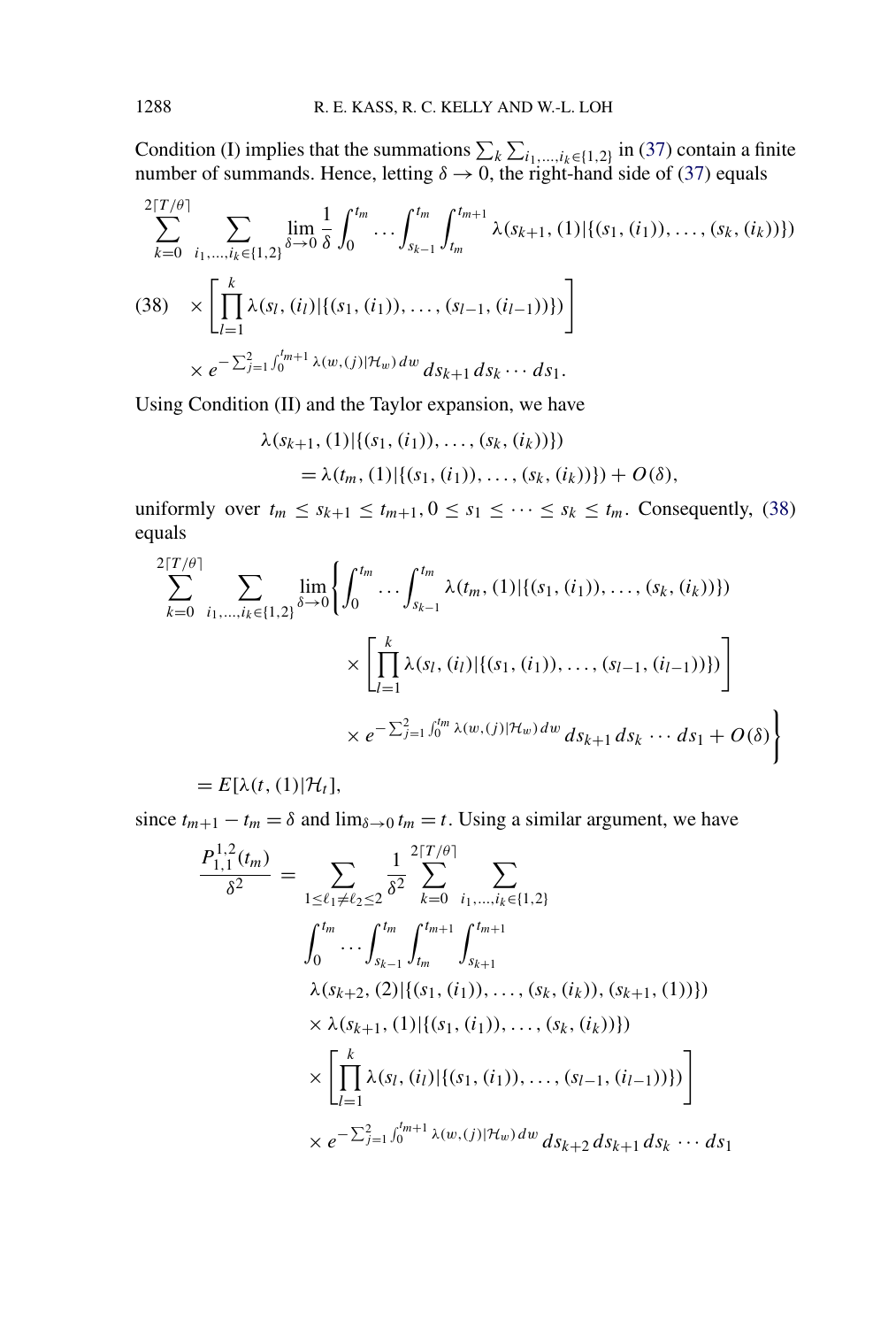Condition (I) implies that the summations $\sum_k \sum_{i_1,\ldots,i_k \in \{1,2\}}$ in (37) contain a finite number of summands. Hence, letting $\delta \to 0$, the right-hand side of (37) equals

$$
\begin{aligned}
&\sum_{k=0}^{2\lceil T/\theta \rceil} \sum_{i_1,\ldots,i_k \in \{1,2\}} \lim_{\delta \to 0} \frac{1}{\delta} \int_0^{t_m} \cdots \int_{s_{k-1}}^{t_m} \int_{t_m}^{t_{m+1}} \lambda(s_{k+1}, (1) | \{(s_1, (i_1)), \ldots, (s_k, (i_k))\}) \\
(38) \quad &\times \left[ \prod_{l=1}^{k} \lambda(s_l, (i_l) | \{(s_1, (i_1)), \ldots, (s_{l-1}, (i_{l-1}))\}) \right] \\
&\times e^{-\sum_{j=1}^{2} \int_0^{t_{m+1}} \lambda(w, (j) | \mathcal{H}_w)\, dw}\, ds_{k+1}\, ds_k \cdots ds_1.
\end{aligned}
$$

Using Condition (II) and the Taylor expansion, we have

$$
\begin{aligned}
&\lambda(s_{k+1}, (1) | \{(s_1, (i_1)), \ldots, (s_k, (i_k))\}) \\
&\quad = \lambda(t_m, (1) | \{(s_1, (i_1)), \ldots, (s_k, (i_k))\}) + O(\delta),
\end{aligned}
$$

uniformly over $t_m \le s_{k+1} \le t_{m+1}, 0 \le s_1 \le \cdots \le s_k \le t_m$. Consequently, (38) equals

$$
\begin{aligned}
&\sum_{k=0}^{2\lceil T/\theta \rceil} \sum_{i_1,\ldots,i_k \in \{1,2\}} \lim_{\delta \to 0} \Bigg\{ \int_0^{t_m} \cdots \int_{s_{k-1}}^{t_m} \lambda(t_m, (1) | \{(s_1, (i_1)), \ldots, (s_k, (i_k))\}) \\
&\qquad \times \left[ \prod_{l=1}^{k} \lambda(s_l, (i_l) | \{(s_1, (i_1)), \ldots, (s_{l-1}, (i_{l-1}))\}) \right] \\
&\qquad \times e^{-\sum_{j=1}^{2} \int_0^{t_m} \lambda(w, (j) | \mathcal{H}_w)\, dw}\, ds_{k+1}\, ds_k \cdots ds_1 + O(\delta) \Bigg\} \\
&= E[\lambda(t, (1) | \mathcal{H}_t],
\end{aligned}
$$

since $t_{m+1} - t_m = \delta$ and $\lim_{\delta \to 0} t_m = t$. Using a similar argument, we have

$$
\begin{aligned}
\frac{P_{1,1}^{1,2}(t_m)}{\delta^2} = &\sum_{1 \le \ell_1 \ne \ell_2 \le 2} \frac{1}{\delta^2} \sum_{k=0}^{2\lceil T/\theta \rceil} \sum_{i_1,\ldots,i_k \in \{1,2\}} \\
&\int_0^{t_m} \cdots \int_{s_{k-1}}^{t_m} \int_{t_m}^{t_{m+1}} \int_{s_{k+1}}^{t_{m+1}} \\
&\lambda(s_{k+2}, (2) | \{(s_1, (i_1)), \ldots, (s_k, (i_k)), (s_{k+1}, (1))\}) \\
&\times \lambda(s_{k+1}, (1) | \{(s_1, (i_1)), \ldots, (s_k, (i_k))\}) \\
&\times \left[ \prod_{l=1}^{k} \lambda(s_l, (i_l) | \{(s_1, (i_1)), \ldots, (s_{l-1}, (i_{l-1}))\}) \right] \\
&\times e^{-\sum_{j=1}^{2} \int_0^{t_{m+1}} \lambda(w, (j) | \mathcal{H}_w)\, dw}\, ds_{k+2}\, ds_{k+1}\, ds_k \cdots ds_1
\end{aligned}
$$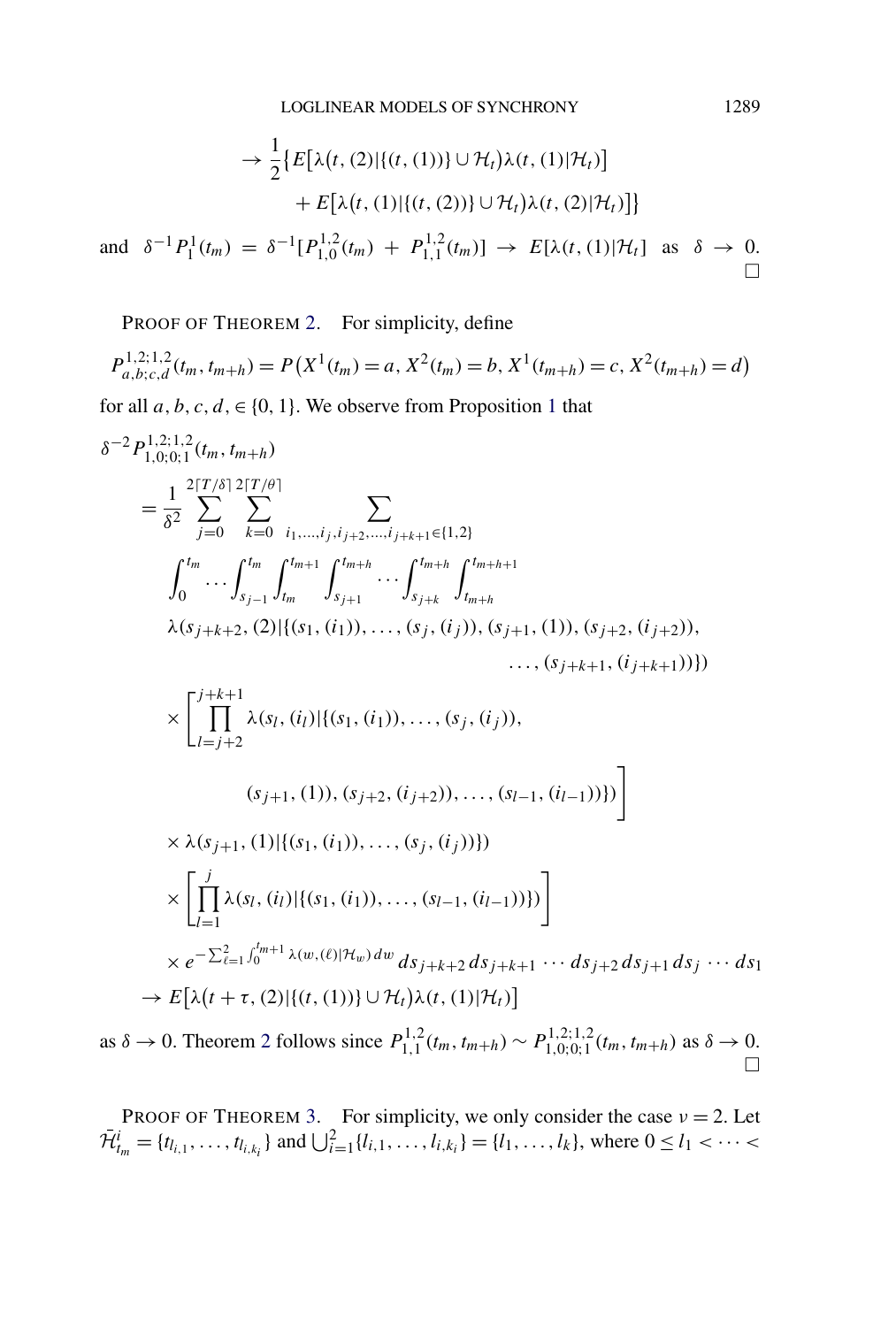$$\to \frac{1}{2}\{E[\lambda(t,(2)|\{(t,(1))\} \cup \mathcal{H}_t)\lambda(t,(1)|\mathcal{H}_t)] + E[\lambda(t,(1)|\{(t,(2))\} \cup \mathcal{H}_t)\lambda(t,(2)|\mathcal{H}_t)]\}$$

and $\delta^{-1}P_1^1(t_m) = \delta^{-1}[P_{1,0}^{1,2}(t_m) + P_{1,1}^{1,2}(t_m)] \to E[\lambda(t,(1)|\mathcal{H}_t]$ as $\delta \to 0$. □

PROOF OF THEOREM 2. For simplicity, define

$$P_{a,b;c,d}^{1,2;1,2}(t_m, t_{m+h}) = P(X^1(t_m) = a, X^2(t_m) = b, X^1(t_{m+h}) = c, X^2(t_{m+h}) = d)$$

for all $a, b, c, d, \in \{0, 1\}$. We observe from Proposition 1 that

$$\begin{aligned}
&\delta^{-2} P_{1,0;0;1}^{1,2;1,2}(t_m, t_{m+h}) \\
&\quad = \frac{1}{\delta^2} \sum_{j=0}^{2\lceil T/\delta \rceil} \sum_{k=0}^{2\lceil T/\theta \rceil} \sum_{i_1,\dots,i_j,i_{j+2},\dots,i_{j+k+1} \in \{1,2\}} \\
&\quad\quad \int_0^{t_m} \cdots \int_{s_{j-1}}^{t_m} \int_{t_m}^{t_{m+1}} \int_{s_{j+1}}^{t_{m+h}} \cdots \int_{s_{j+k}}^{t_{m+h}} \int_{t_{m+h}}^{t_{m+h+1}} \\
&\quad\quad \lambda(s_{j+k+2}, (2)|\{(s_1,(i_1)),\dots,(s_j,(i_j)),(s_{j+1},(1)),(s_{j+2},(i_{j+2})), \\
&\quad\quad\quad\quad \dots,(s_{j+k+1},(i_{j+k+1}))\}) \\
&\quad\quad \times \left[ \prod_{l=j+2}^{j+k+1} \lambda(s_l,(i_l)|\{(s_1,(i_1)),\dots,(s_j,(i_j)), \right. \\
&\quad\quad\quad\quad \left. (s_{j+1},(1)),(s_{j+2},(i_{j+2})),\dots,(s_{l-1},(i_{l-1}))\}) \right] \\
&\quad\quad \times \lambda(s_{j+1},(1)|\{(s_1,(i_1)),\dots,(s_j,(i_j))\}) \\
&\quad\quad \times \left[ \prod_{l=1}^{j} \lambda(s_l,(i_l)|\{(s_1,(i_1)),\dots,(s_{l-1},(i_{l-1}))\}) \right] \\
&\quad\quad \times e^{-\sum_{\ell=1}^2 \int_0^{t_{m+1}} \lambda(w,(\ell)|\mathcal{H}_w)\,dw}\, ds_{j+k+2}\, ds_{j+k+1} \cdots ds_{j+2}\, ds_{j+1}\, ds_j \cdots ds_1 \\
&\quad \to E[\lambda(t+\tau,(2)|\{(t,(1))\} \cup \mathcal{H}_t)\lambda(t,(1)|\mathcal{H}_t)]
\end{aligned}$$

as $\delta \to 0$. Theorem 2 follows since $P_{1,1}^{1,2}(t_m, t_{m+h}) \sim P_{1,0;0;1}^{1,2;1,2}(t_m, t_{m+h})$ as $\delta \to 0$. □

PROOF OF THEOREM 3. For simplicity, we only consider the case $\nu = 2$. Let $\bar{\mathcal{H}}_{t_m}^i = \{t_{l_{i,1}}, \dots, t_{l_{i,k_i}}\}$ and $\bigcup_{i=1}^2 \{l_{i,1}, \dots, l_{i,k_i}\} = \{l_1, \dots, l_k\}$, where $0 \le l_1 < \cdots <$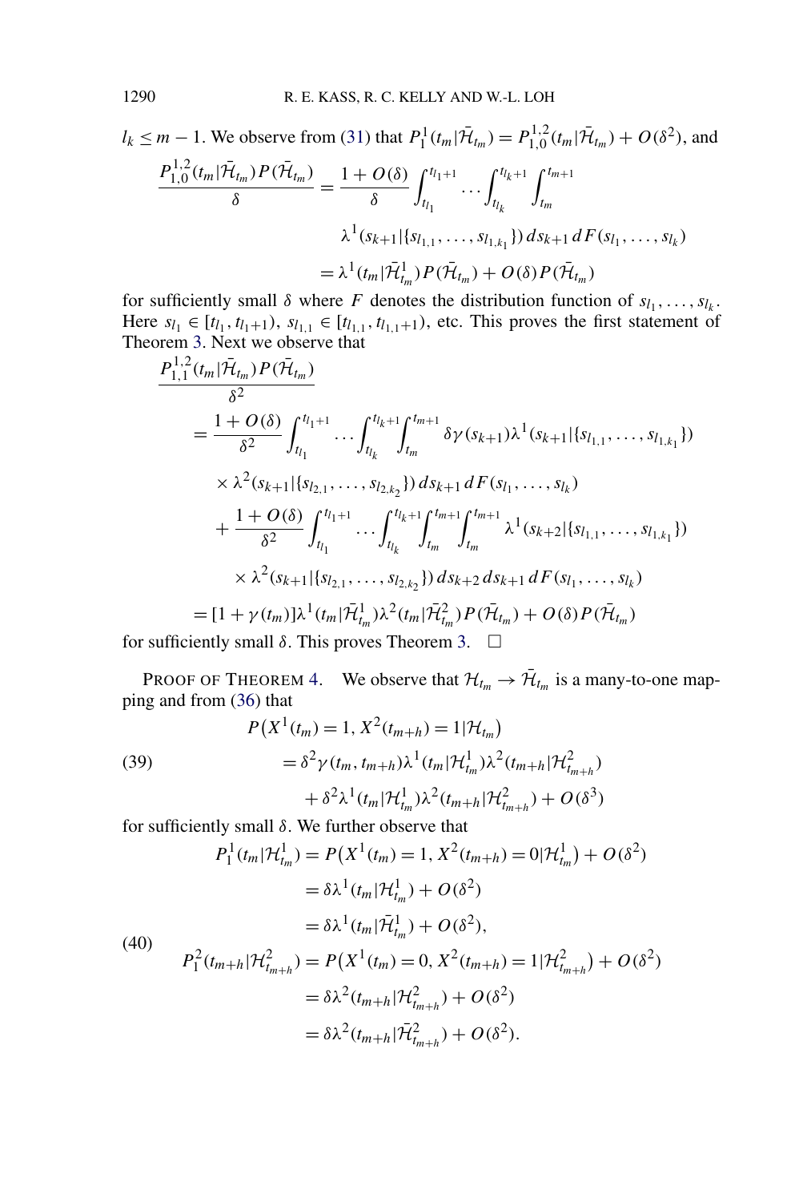$l_k \leq m-1$. We observe from (31) that $P_1^1(t_m|\bar{\mathcal{H}}_{t_m}) = P_{1,0}^{1,2}(t_m|\bar{\mathcal{H}}_{t_m}) + O(\delta^2)$, and

$$
\begin{aligned}
\frac{P_{1,0}^{1,2}(t_m|\bar{\mathcal{H}}_{t_m})P(\bar{\mathcal{H}}_{t_m})}{\delta} &= \frac{1+O(\delta)}{\delta}\int_{t_{l_1}}^{t_{l_1+1}}\cdots\int_{t_{l_k}}^{t_{l_k+1}}\int_{t_m}^{t_{m+1}} \\
&\qquad \lambda^1(s_{k+1}|\{s_{l_{1,1}},\ldots,s_{l_{1,k_1}}\})\,ds_{k+1}\,dF(s_{l_1},\ldots,s_{l_k}) \\
&= \lambda^1(t_m|\bar{\mathcal{H}}_{t_m}^1)P(\bar{\mathcal{H}}_{t_m}) + O(\delta)P(\bar{\mathcal{H}}_{t_m})
\end{aligned}
$$

for sufficiently small $\delta$ where $F$ denotes the distribution function of $s_{l_1},\ldots,s_{l_k}$. Here $s_{l_1} \in [t_{l_1}, t_{l_1+1})$, $s_{l_{1,1}} \in [t_{l_{1,1}}, t_{l_{1,1}+1})$, etc. This proves the first statement of Theorem 3. Next we observe that

$$
\begin{aligned}
&\frac{P_{1,1}^{1,2}(t_m|\bar{\mathcal{H}}_{t_m})P(\bar{\mathcal{H}}_{t_m})}{\delta^2} \\
&\quad= \frac{1+O(\delta)}{\delta^2}\int_{t_{l_1}}^{t_{l_1+1}}\cdots\int_{t_{l_k}}^{t_{l_k+1}}\int_{t_m}^{t_{m+1}} \delta\gamma(s_{k+1})\lambda^1(s_{k+1}|\{s_{l_{1,1}},\ldots,s_{l_{1,k_1}}\}) \\
&\qquad\times \lambda^2(s_{k+1}|\{s_{l_{2,1}},\ldots,s_{l_{2,k_2}}\})\,ds_{k+1}\,dF(s_{l_1},\ldots,s_{l_k}) \\
&\qquad+ \frac{1+O(\delta)}{\delta^2}\int_{t_{l_1}}^{t_{l_1+1}}\cdots\int_{t_{l_k}}^{t_{l_k+1}}\int_{t_m}^{t_{m+1}}\int_{t_m}^{t_{m+1}} \lambda^1(s_{k+2}|\{s_{l_{1,1}},\ldots,s_{l_{1,k_1}}\}) \\
&\qquad\times \lambda^2(s_{k+1}|\{s_{l_{2,1}},\ldots,s_{l_{2,k_2}}\})\,ds_{k+2}\,ds_{k+1}\,dF(s_{l_1},\ldots,s_{l_k}) \\
&\quad= [1+\gamma(t_m)]\lambda^1(t_m|\bar{\mathcal{H}}_{t_m}^1)\lambda^2(t_m|\bar{\mathcal{H}}_{t_m}^2)P(\bar{\mathcal{H}}_{t_m}) + O(\delta)P(\bar{\mathcal{H}}_{t_m})
\end{aligned}
$$

for sufficiently small $\delta$. This proves Theorem 3. $\square$

PROOF OF THEOREM 4. We observe that $\mathcal{H}_{t_m} \to \bar{\mathcal{H}}_{t_m}$ is a many-to-one mapping and from (36) that

$$
\begin{aligned}
&P\big(X^1(t_m)=1, X^2(t_{m+h})=1|\mathcal{H}_{t_m}\big) \\
&\quad= \delta^2\gamma(t_m,t_{m+h})\lambda^1(t_m|\mathcal{H}_{t_m}^1)\lambda^2(t_{m+h}|\mathcal{H}_{t_{m+h}}^2) \\
&\qquad+ \delta^2\lambda^1(t_m|\mathcal{H}_{t_m}^1)\lambda^2(t_{m+h}|\mathcal{H}_{t_{m+h}}^2) + O(\delta^3)
\end{aligned}
\tag{39}
$$

for sufficiently small $\delta$. We further observe that

$$
\begin{aligned}
P_1^1(t_m|\mathcal{H}_{t_m}^1) &= P\big(X^1(t_m)=1, X^2(t_{m+h})=0|\mathcal{H}_{t_m}^1\big) + O(\delta^2) \\
&= \delta\lambda^1(t_m|\mathcal{H}_{t_m}^1) + O(\delta^2) \\
&= \delta\lambda^1(t_m|\bar{\mathcal{H}}_{t_m}^1) + O(\delta^2), \\
P_1^2(t_{m+h}|\mathcal{H}_{t_{m+h}}^2) &= P\big(X^1(t_m)=0, X^2(t_{m+h})=1|\mathcal{H}_{t_{m+h}}^2\big) + O(\delta^2) \\
&= \delta\lambda^2(t_{m+h}|\mathcal{H}_{t_{m+h}}^2) + O(\delta^2) \\
&= \delta\lambda^2(t_{m+h}|\bar{\mathcal{H}}_{t_{m+h}}^2) + O(\delta^2).
\end{aligned}
\tag{40}
$$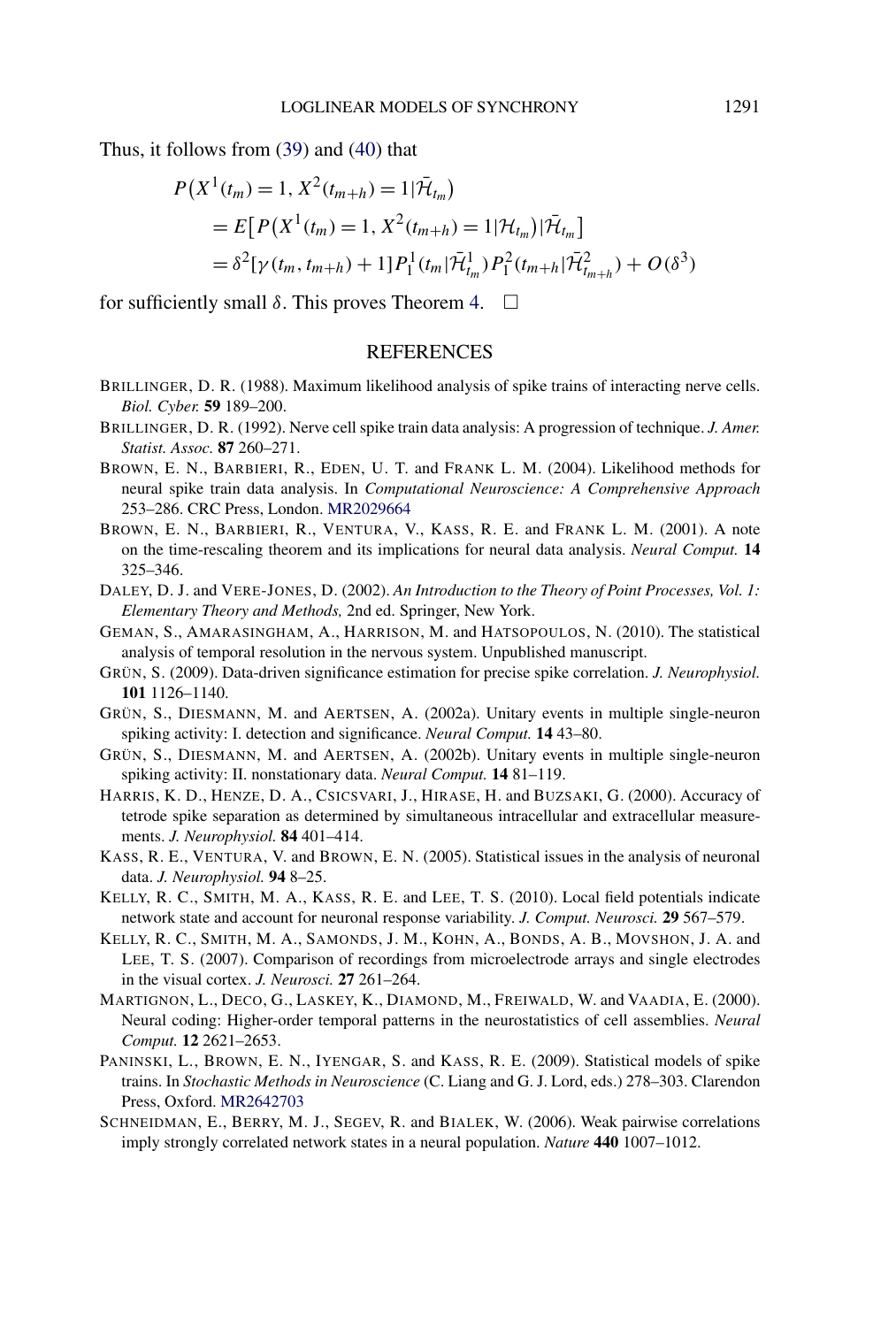Thus, it follows from (39) and (40) that

$$
\begin{aligned}
P&\big(X^1(t_m) = 1, X^2(t_{m+h}) = 1 | \bar{\mathcal{H}}_{t_m}\big) \\
&= E\big[P\big(X^1(t_m) = 1, X^2(t_{m+h}) = 1 | \mathcal{H}_{t_m}\big) | \bar{\mathcal{H}}_{t_m}\big] \\
&= \delta^2[\gamma(t_m, t_{m+h}) + 1] P_1^1(t_m | \bar{\mathcal{H}}_{t_m}^1) P_1^2(t_{m+h} | \bar{\mathcal{H}}_{t_{m+h}}^2) + O(\delta^3)
\end{aligned}
$$

for sufficiently small $\delta$. This proves Theorem 4. $\square$

## REFERENCES

BRILLINGER, D. R. (1988). Maximum likelihood analysis of spike trains of interacting nerve cells. *Biol. Cyber.* **59** 189–200.

BRILLINGER, D. R. (1992). Nerve cell spike train data analysis: A progression of technique. *J. Amer. Statist. Assoc.* **87** 260–271.

BROWN, E. N., BARBIERI, R., EDEN, U. T. and FRANK L. M. (2004). Likelihood methods for neural spike train data analysis. In *Computational Neuroscience: A Comprehensive Approach* 253–286. CRC Press, London. MR2029664

BROWN, E. N., BARBIERI, R., VENTURA, V., KASS, R. E. and FRANK L. M. (2001). A note on the time-rescaling theorem and its implications for neural data analysis. *Neural Comput.* **14** 325–346.

DALEY, D. J. and VERE-JONES, D. (2002). *An Introduction to the Theory of Point Processes, Vol. 1: Elementary Theory and Methods,* 2nd ed. Springer, New York.

GEMAN, S., AMARASINGHAM, A., HARRISON, M. and HATSOPOULOS, N. (2010). The statistical analysis of temporal resolution in the nervous system. Unpublished manuscript.

GRÜN, S. (2009). Data-driven significance estimation for precise spike correlation. *J. Neurophysiol.* **101** 1126–1140.

GRÜN, S., DIESMANN, M. and AERTSEN, A. (2002a). Unitary events in multiple single-neuron spiking activity: I. detection and significance. *Neural Comput.* **14** 43–80.

GRÜN, S., DIESMANN, M. and AERTSEN, A. (2002b). Unitary events in multiple single-neuron spiking activity: II. nonstationary data. *Neural Comput.* **14** 81–119.

HARRIS, K. D., HENZE, D. A., CSICSVARI, J., HIRASE, H. and BUZSAKI, G. (2000). Accuracy of tetrode spike separation as determined by simultaneous intracellular and extracellular measurements. *J. Neurophysiol.* **84** 401–414.

KASS, R. E., VENTURA, V. and BROWN, E. N. (2005). Statistical issues in the analysis of neuronal data. *J. Neurophysiol.* **94** 8–25.

KELLY, R. C., SMITH, M. A., KASS, R. E. and LEE, T. S. (2010). Local field potentials indicate network state and account for neuronal response variability. *J. Comput. Neurosci.* **29** 567–579.

KELLY, R. C., SMITH, M. A., SAMONDS, J. M., KOHN, A., BONDS, A. B., MOVSHON, J. A. and LEE, T. S. (2007). Comparison of recordings from microelectrode arrays and single electrodes in the visual cortex. *J. Neurosci.* **27** 261–264.

MARTIGNON, L., DECO, G., LASKEY, K., DIAMOND, M., FREIWALD, W. and VAADIA, E. (2000). Neural coding: Higher-order temporal patterns in the neurostatistics of cell assemblies. *Neural Comput.* **12** 2621–2653.

PANINSKI, L., BROWN, E. N., IYENGAR, S. and KASS, R. E. (2009). Statistical models of spike trains. In *Stochastic Methods in Neuroscience* (C. Liang and G. J. Lord, eds.) 278–303. Clarendon Press, Oxford. MR2642703

SCHNEIDMAN, E., BERRY, M. J., SEGEV, R. and BIALEK, W. (2006). Weak pairwise correlations imply strongly correlated network states in a neural population. *Nature* **440** 1007–1012.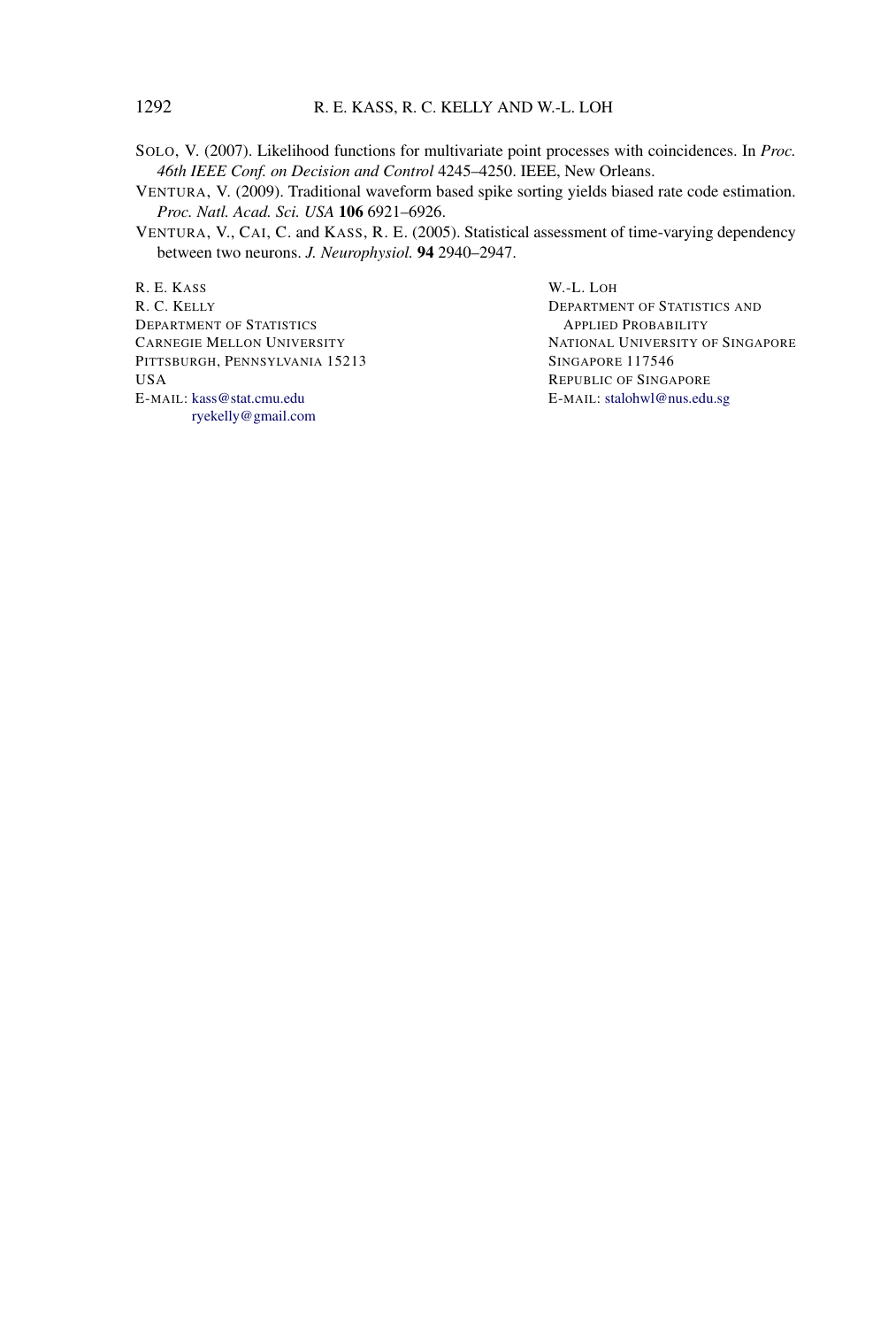SOLO, V. (2007). Likelihood functions for multivariate point processes with coincidences. In *Proc. 46th IEEE Conf. on Decision and Control* 4245–4250. IEEE, New Orleans.

VENTURA, V. (2009). Traditional waveform based spike sorting yields biased rate code estimation. *Proc. Natl. Acad. Sci. USA* **106** 6921–6926.

VENTURA, V., CAI, C. and KASS, R. E. (2005). Statistical assessment of time-varying dependency between two neurons. *J. Neurophysiol.* **94** 2940–2947.

R. E. KASS
R. C. KELLY
DEPARTMENT OF STATISTICS
CARNEGIE MELLON UNIVERSITY
PITTSBURGH, PENNSYLVANIA 15213
USA
E-MAIL: kass@stat.cmu.edu
ryekelly@gmail.com

W.-L. LOH
DEPARTMENT OF STATISTICS AND
APPLIED PROBABILITY
NATIONAL UNIVERSITY OF SINGAPORE
SINGAPORE 117546
REPUBLIC OF SINGAPORE
E-MAIL: stalohwl@nus.edu.sg